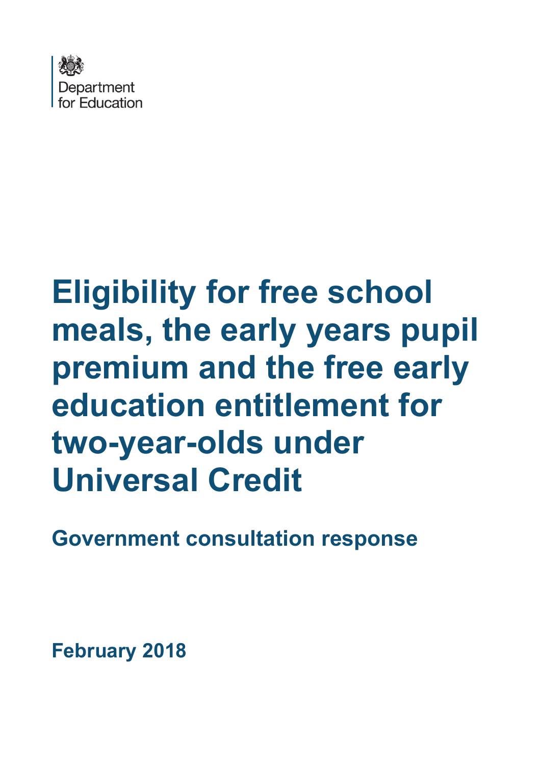Department for Education

# Eligibility for free school meals, the early years pupil premium and the free early education entitlement for two-year-olds under Universal Credit

## Government consultation response

February 2018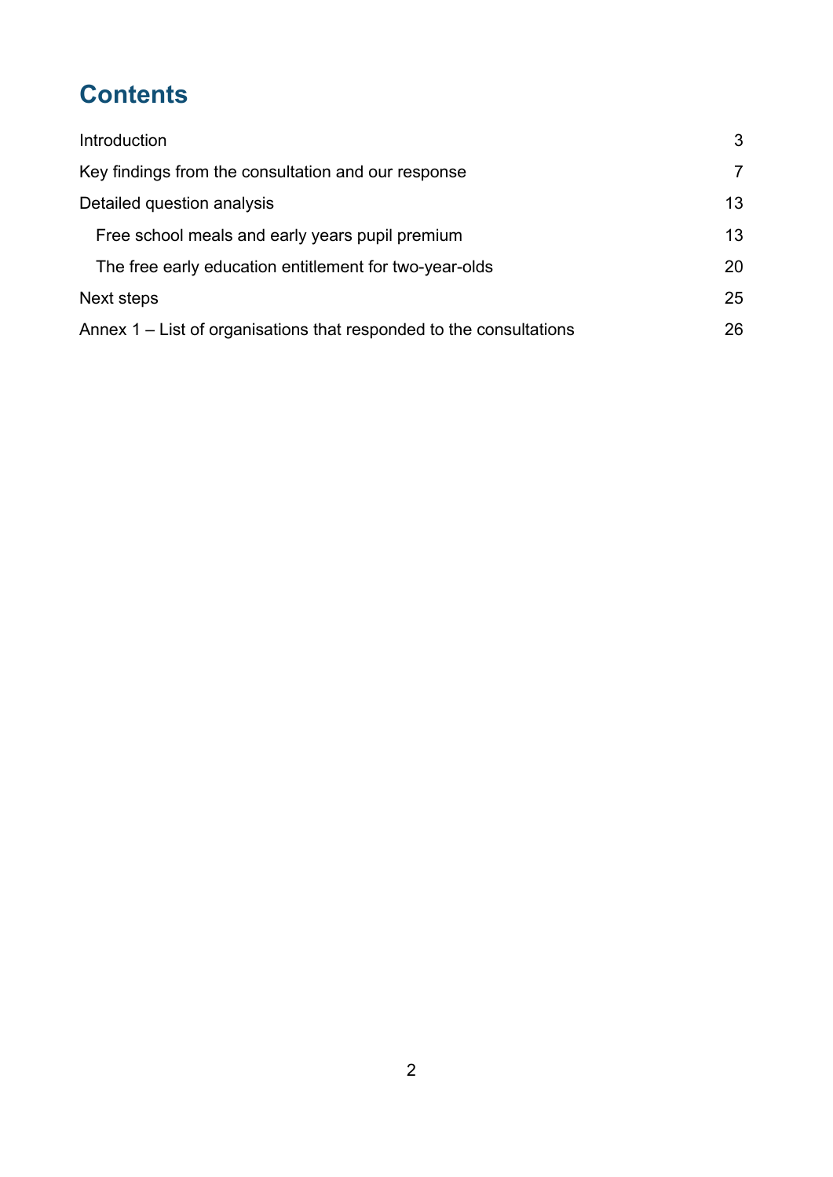# Contents

| | |
|---|---|
| Introduction | 3 |
| Key findings from the consultation and our response | 7 |
| Detailed question analysis | 13 |
| Free school meals and early years pupil premium | 13 |
| The free early education entitlement for two-year-olds | 20 |
| Next steps | 25 |
| Annex 1 – List of organisations that responded to the consultations | 26 |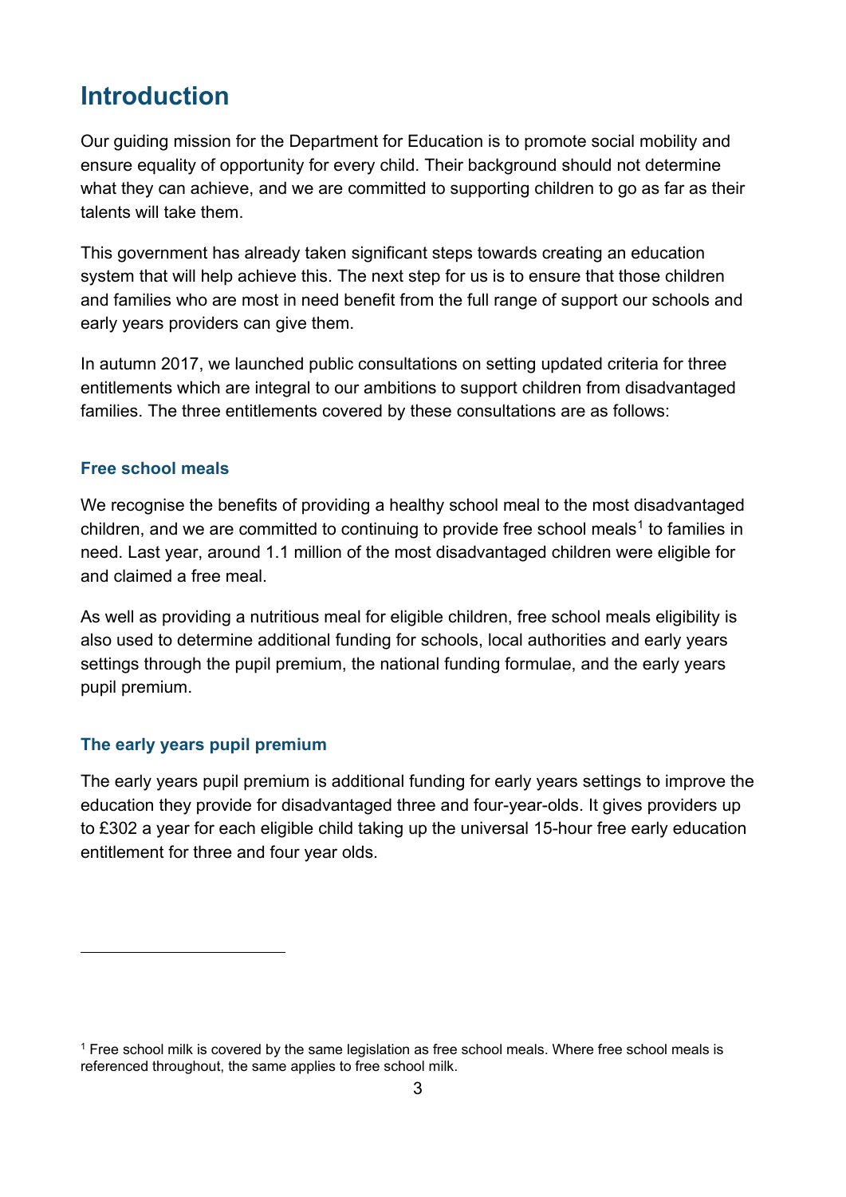## Introduction

Our guiding mission for the Department for Education is to promote social mobility and ensure equality of opportunity for every child. Their background should not determine what they can achieve, and we are committed to supporting children to go as far as their talents will take them.

This government has already taken significant steps towards creating an education system that will help achieve this. The next step for us is to ensure that those children and families who are most in need benefit from the full range of support our schools and early years providers can give them.

In autumn 2017, we launched public consultations on setting updated criteria for three entitlements which are integral to our ambitions to support children from disadvantaged families. The three entitlements covered by these consultations are as follows:

### Free school meals

We recognise the benefits of providing a healthy school meal to the most disadvantaged children, and we are committed to continuing to provide free school meals[1] to families in need. Last year, around 1.1 million of the most disadvantaged children were eligible for and claimed a free meal.

As well as providing a nutritious meal for eligible children, free school meals eligibility is also used to determine additional funding for schools, local authorities and early years settings through the pupil premium, the national funding formulae, and the early years pupil premium.

### The early years pupil premium

The early years pupil premium is additional funding for early years settings to improve the education they provide for disadvantaged three and four-year-olds. It gives providers up to £302 a year for each eligible child taking up the universal 15-hour free early education entitlement for three and four year olds.

---

[1] Free school milk is covered by the same legislation as free school meals. Where free school meals is referenced throughout, the same applies to free school milk.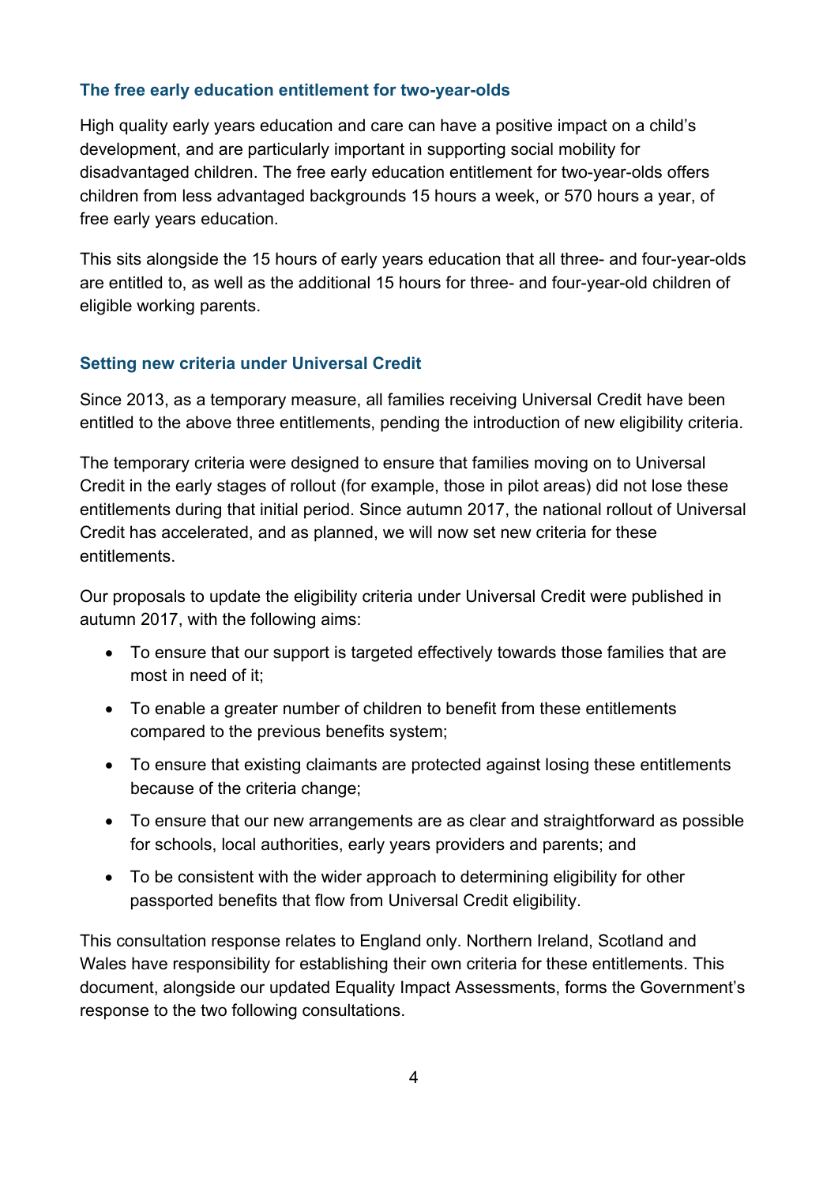### The free early education entitlement for two-year-olds

High quality early years education and care can have a positive impact on a child's development, and are particularly important in supporting social mobility for disadvantaged children. The free early education entitlement for two-year-olds offers children from less advantaged backgrounds 15 hours a week, or 570 hours a year, of free early years education.

This sits alongside the 15 hours of early years education that all three- and four-year-olds are entitled to, as well as the additional 15 hours for three- and four-year-old children of eligible working parents.

### Setting new criteria under Universal Credit

Since 2013, as a temporary measure, all families receiving Universal Credit have been entitled to the above three entitlements, pending the introduction of new eligibility criteria.

The temporary criteria were designed to ensure that families moving on to Universal Credit in the early stages of rollout (for example, those in pilot areas) did not lose these entitlements during that initial period. Since autumn 2017, the national rollout of Universal Credit has accelerated, and as planned, we will now set new criteria for these entitlements.

Our proposals to update the eligibility criteria under Universal Credit were published in autumn 2017, with the following aims:

- To ensure that our support is targeted effectively towards those families that are most in need of it;
- To enable a greater number of children to benefit from these entitlements compared to the previous benefits system;
- To ensure that existing claimants are protected against losing these entitlements because of the criteria change;
- To ensure that our new arrangements are as clear and straightforward as possible for schools, local authorities, early years providers and parents; and
- To be consistent with the wider approach to determining eligibility for other passported benefits that flow from Universal Credit eligibility.

This consultation response relates to England only. Northern Ireland, Scotland and Wales have responsibility for establishing their own criteria for these entitlements. This document, alongside our updated Equality Impact Assessments, forms the Government's response to the two following consultations.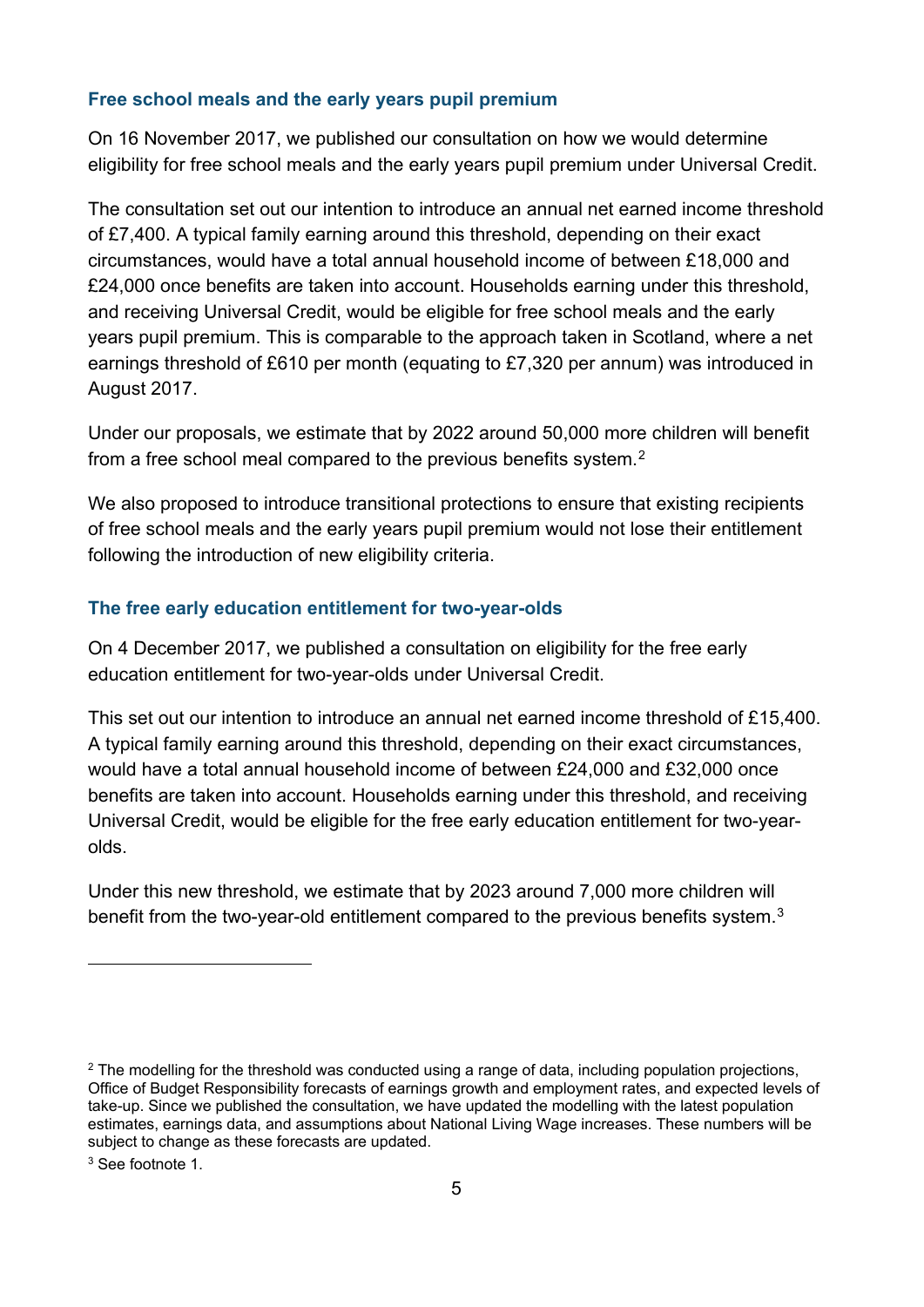### Free school meals and the early years pupil premium

On 16 November 2017, we published our consultation on how we would determine eligibility for free school meals and the early years pupil premium under Universal Credit.

The consultation set out our intention to introduce an annual net earned income threshold of £7,400. A typical family earning around this threshold, depending on their exact circumstances, would have a total annual household income of between £18,000 and £24,000 once benefits are taken into account. Households earning under this threshold, and receiving Universal Credit, would be eligible for free school meals and the early years pupil premium. This is comparable to the approach taken in Scotland, where a net earnings threshold of £610 per month (equating to £7,320 per annum) was introduced in August 2017.

Under our proposals, we estimate that by 2022 around 50,000 more children will benefit from a free school meal compared to the previous benefits system.[2]

We also proposed to introduce transitional protections to ensure that existing recipients of free school meals and the early years pupil premium would not lose their entitlement following the introduction of new eligibility criteria.

### The free early education entitlement for two-year-olds

On 4 December 2017, we published a consultation on eligibility for the free early education entitlement for two-year-olds under Universal Credit.

This set out our intention to introduce an annual net earned income threshold of £15,400. A typical family earning around this threshold, depending on their exact circumstances, would have a total annual household income of between £24,000 and £32,000 once benefits are taken into account. Households earning under this threshold, and receiving Universal Credit, would be eligible for the free early education entitlement for two-year-olds.

Under this new threshold, we estimate that by 2023 around 7,000 more children will benefit from the two-year-old entitlement compared to the previous benefits system.[3]

---

[2] The modelling for the threshold was conducted using a range of data, including population projections, Office of Budget Responsibility forecasts of earnings growth and employment rates, and expected levels of take-up. Since we published the consultation, we have updated the modelling with the latest population estimates, earnings data, and assumptions about National Living Wage increases. These numbers will be subject to change as these forecasts are updated.

[3] See footnote 1.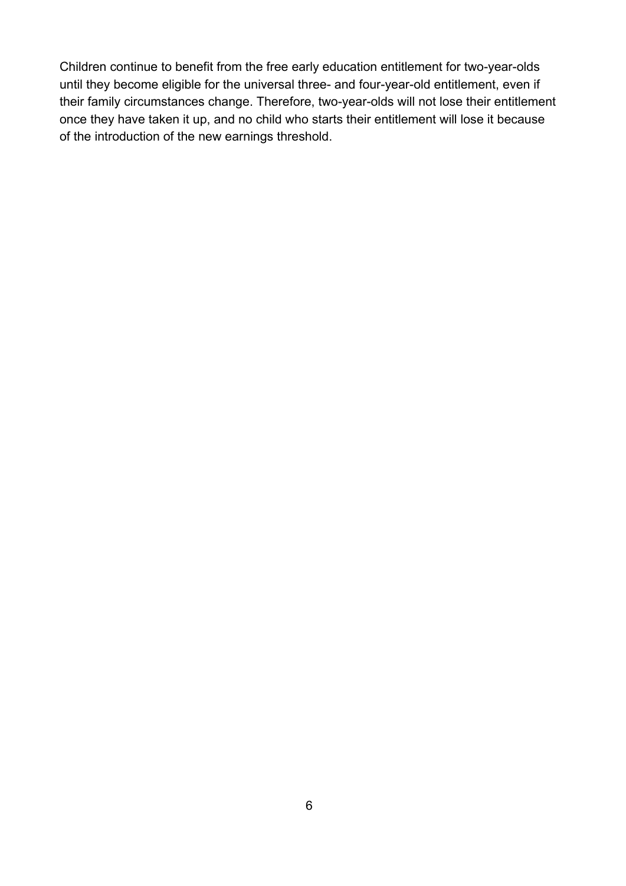Children continue to benefit from the free early education entitlement for two-year-olds until they become eligible for the universal three- and four-year-old entitlement, even if their family circumstances change. Therefore, two-year-olds will not lose their entitlement once they have taken it up, and no child who starts their entitlement will lose it because of the introduction of the new earnings threshold.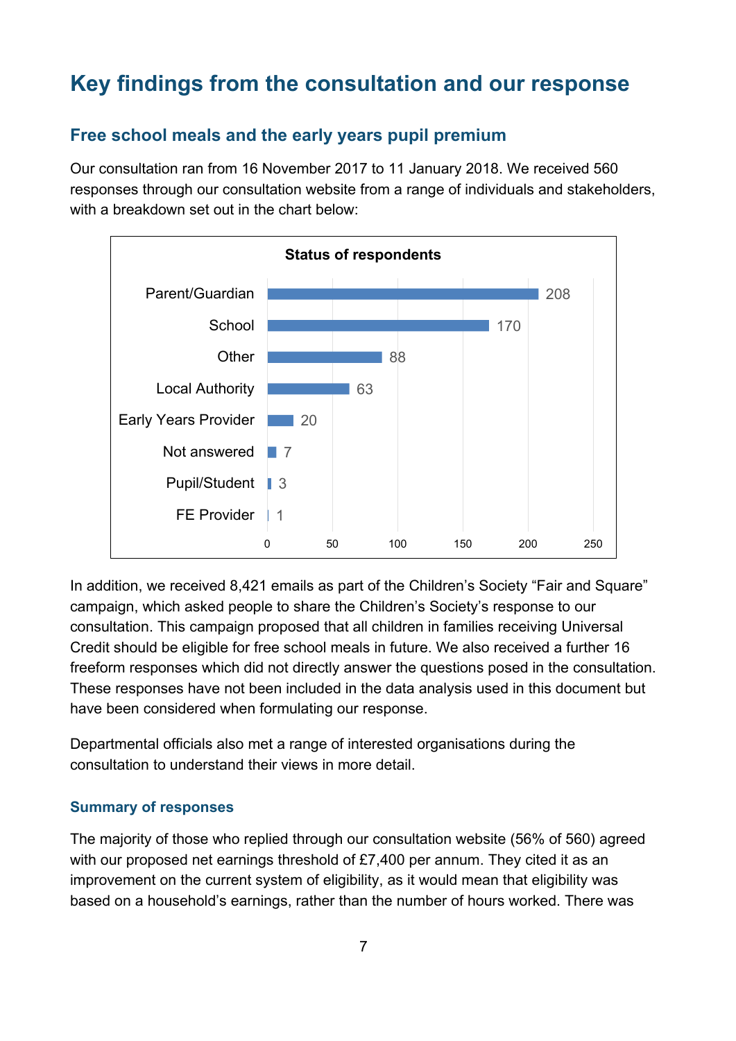## Key findings from the consultation and our response

### Free school meals and the early years pupil premium

Our consultation ran from 16 November 2017 to 11 January 2018. We received 560 responses through our consultation website from a range of individuals and stakeholders, with a breakdown set out in the chart below:

**Status of respondents**

| Status | Number |
|---|---|
| Parent/Guardian | 208 |
| School | 170 |
| Other | 88 |
| Local Authority | 63 |
| Early Years Provider | 20 |
| Not answered | 7 |
| Pupil/Student | 3 |
| FE Provider | 1 |

In addition, we received 8,421 emails as part of the Children's Society "Fair and Square" campaign, which asked people to share the Children's Society's response to our consultation. This campaign proposed that all children in families receiving Universal Credit should be eligible for free school meals in future. We also received a further 16 freeform responses which did not directly answer the questions posed in the consultation. These responses have not been included in the data analysis used in this document but have been considered when formulating our response.

Departmental officials also met a range of interested organisations during the consultation to understand their views in more detail.

#### Summary of responses

The majority of those who replied through our consultation website (56% of 560) agreed with our proposed net earnings threshold of £7,400 per annum. They cited it as an improvement on the current system of eligibility, as it would mean that eligibility was based on a household's earnings, rather than the number of hours worked. There was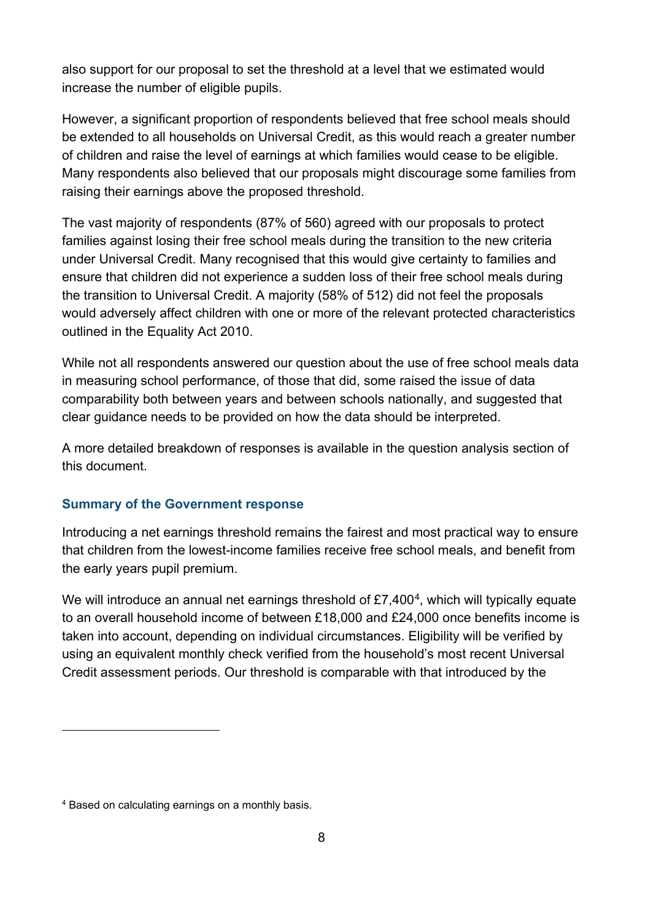also support for our proposal to set the threshold at a level that we estimated would increase the number of eligible pupils.

However, a significant proportion of respondents believed that free school meals should be extended to all households on Universal Credit, as this would reach a greater number of children and raise the level of earnings at which families would cease to be eligible. Many respondents also believed that our proposals might discourage some families from raising their earnings above the proposed threshold.

The vast majority of respondents (87% of 560) agreed with our proposals to protect families against losing their free school meals during the transition to the new criteria under Universal Credit. Many recognised that this would give certainty to families and ensure that children did not experience a sudden loss of their free school meals during the transition to Universal Credit. A majority (58% of 512) did not feel the proposals would adversely affect children with one or more of the relevant protected characteristics outlined in the Equality Act 2010.

While not all respondents answered our question about the use of free school meals data in measuring school performance, of those that did, some raised the issue of data comparability both between years and between schools nationally, and suggested that clear guidance needs to be provided on how the data should be interpreted.

A more detailed breakdown of responses is available in the question analysis section of this document.

### Summary of the Government response

Introducing a net earnings threshold remains the fairest and most practical way to ensure that children from the lowest-income families receive free school meals, and benefit from the early years pupil premium.

We will introduce an annual net earnings threshold of £7,400[4], which will typically equate to an overall household income of between £18,000 and £24,000 once benefits income is taken into account, depending on individual circumstances. Eligibility will be verified by using an equivalent monthly check verified from the household's most recent Universal Credit assessment periods. Our threshold is comparable with that introduced by the

---

[4] Based on calculating earnings on a monthly basis.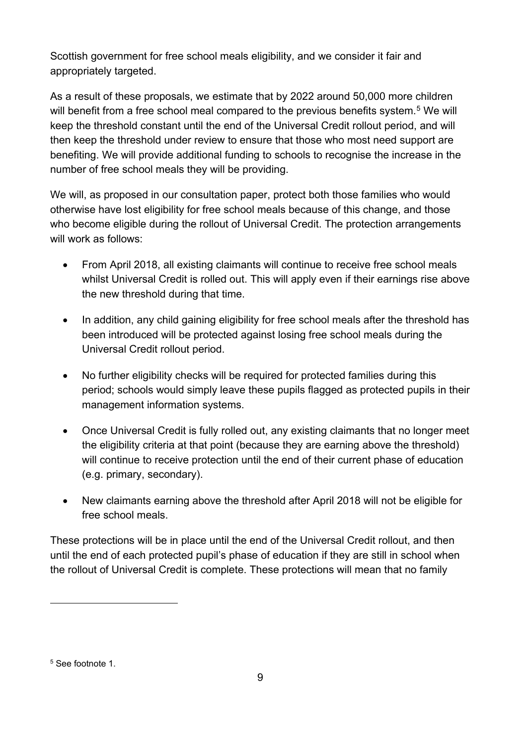Scottish government for free school meals eligibility, and we consider it fair and appropriately targeted.

As a result of these proposals, we estimate that by 2022 around 50,000 more children will benefit from a free school meal compared to the previous benefits system.[5] We will keep the threshold constant until the end of the Universal Credit rollout period, and will then keep the threshold under review to ensure that those who most need support are benefiting. We will provide additional funding to schools to recognise the increase in the number of free school meals they will be providing.

We will, as proposed in our consultation paper, protect both those families who would otherwise have lost eligibility for free school meals because of this change, and those who become eligible during the rollout of Universal Credit. The protection arrangements will work as follows:

- From April 2018, all existing claimants will continue to receive free school meals whilst Universal Credit is rolled out. This will apply even if their earnings rise above the new threshold during that time.
- In addition, any child gaining eligibility for free school meals after the threshold has been introduced will be protected against losing free school meals during the Universal Credit rollout period.
- No further eligibility checks will be required for protected families during this period; schools would simply leave these pupils flagged as protected pupils in their management information systems.
- Once Universal Credit is fully rolled out, any existing claimants that no longer meet the eligibility criteria at that point (because they are earning above the threshold) will continue to receive protection until the end of their current phase of education (e.g. primary, secondary).
- New claimants earning above the threshold after April 2018 will not be eligible for free school meals.

These protections will be in place until the end of the Universal Credit rollout, and then until the end of each protected pupil's phase of education if they are still in school when the rollout of Universal Credit is complete. These protections will mean that no family

---

[5] See footnote 1.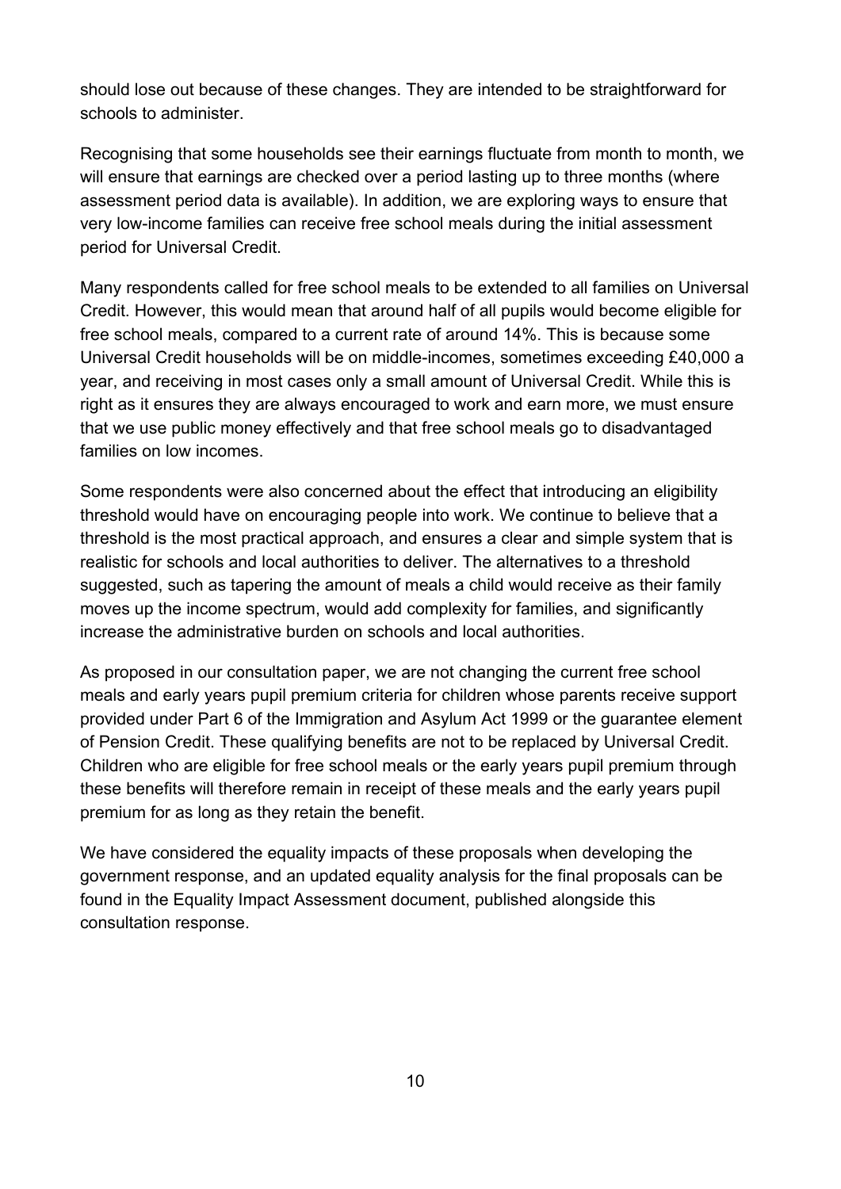should lose out because of these changes. They are intended to be straightforward for schools to administer.

Recognising that some households see their earnings fluctuate from month to month, we will ensure that earnings are checked over a period lasting up to three months (where assessment period data is available). In addition, we are exploring ways to ensure that very low-income families can receive free school meals during the initial assessment period for Universal Credit.

Many respondents called for free school meals to be extended to all families on Universal Credit. However, this would mean that around half of all pupils would become eligible for free school meals, compared to a current rate of around 14%. This is because some Universal Credit households will be on middle-incomes, sometimes exceeding £40,000 a year, and receiving in most cases only a small amount of Universal Credit. While this is right as it ensures they are always encouraged to work and earn more, we must ensure that we use public money effectively and that free school meals go to disadvantaged families on low incomes.

Some respondents were also concerned about the effect that introducing an eligibility threshold would have on encouraging people into work. We continue to believe that a threshold is the most practical approach, and ensures a clear and simple system that is realistic for schools and local authorities to deliver. The alternatives to a threshold suggested, such as tapering the amount of meals a child would receive as their family moves up the income spectrum, would add complexity for families, and significantly increase the administrative burden on schools and local authorities.

As proposed in our consultation paper, we are not changing the current free school meals and early years pupil premium criteria for children whose parents receive support provided under Part 6 of the Immigration and Asylum Act 1999 or the guarantee element of Pension Credit. These qualifying benefits are not to be replaced by Universal Credit. Children who are eligible for free school meals or the early years pupil premium through these benefits will therefore remain in receipt of these meals and the early years pupil premium for as long as they retain the benefit.

We have considered the equality impacts of these proposals when developing the government response, and an updated equality analysis for the final proposals can be found in the Equality Impact Assessment document, published alongside this consultation response.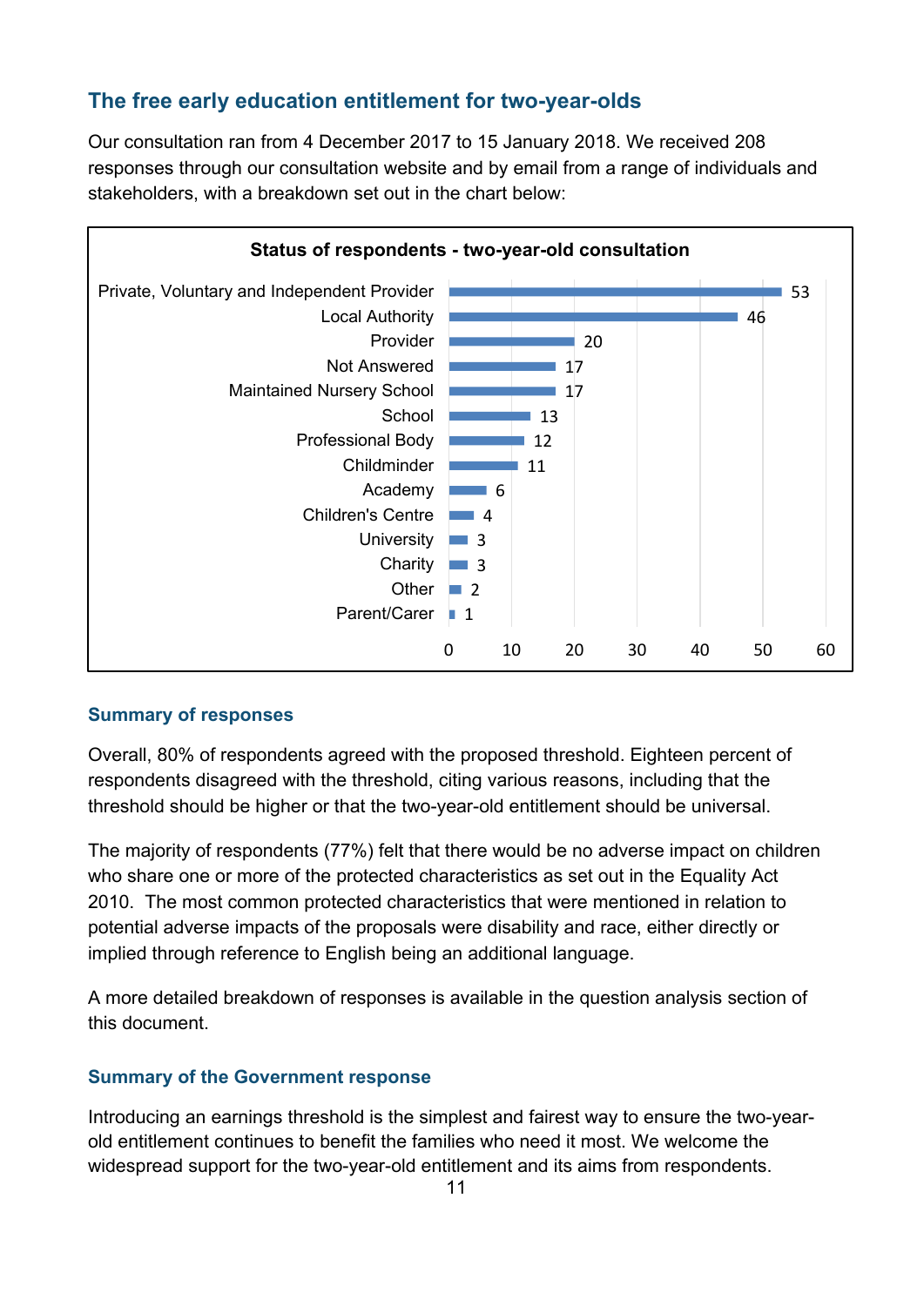## The free early education entitlement for two-year-olds

Our consultation ran from 4 December 2017 to 15 January 2018. We received 208 responses through our consultation website and by email from a range of individuals and stakeholders, with a breakdown set out in the chart below:

**Status of respondents - two-year-old consultation**

| Status | Number of respondents |
| --- | --- |
| Private, Voluntary and Independent Provider | 53 |
| Local Authority | 46 |
| Provider | 20 |
| Not Answered | 17 |
| Maintained Nursery School | 17 |
| School | 13 |
| Professional Body | 12 |
| Childminder | 11 |
| Academy | 6 |
| Children's Centre | 4 |
| University | 3 |
| Charity | 3 |
| Other | 2 |
| Parent/Carer | 1 |

### Summary of responses

Overall, 80% of respondents agreed with the proposed threshold. Eighteen percent of respondents disagreed with the threshold, citing various reasons, including that the threshold should be higher or that the two-year-old entitlement should be universal.

The majority of respondents (77%) felt that there would be no adverse impact on children who share one or more of the protected characteristics as set out in the Equality Act 2010. The most common protected characteristics that were mentioned in relation to potential adverse impacts of the proposals were disability and race, either directly or implied through reference to English being an additional language.

A more detailed breakdown of responses is available in the question analysis section of this document.

### Summary of the Government response

Introducing an earnings threshold is the simplest and fairest way to ensure the two-year-old entitlement continues to benefit the families who need it most. We welcome the widespread support for the two-year-old entitlement and its aims from respondents.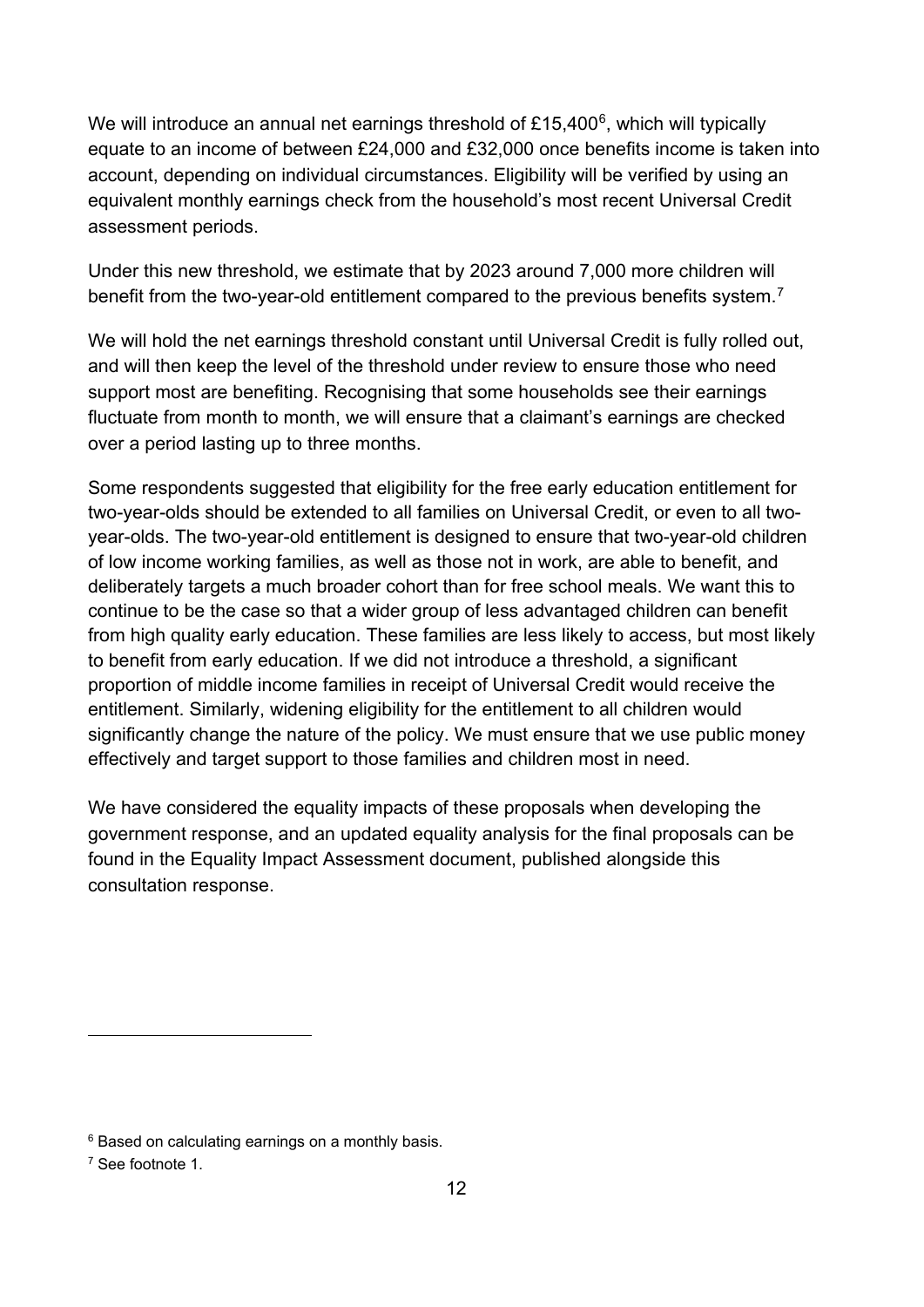We will introduce an annual net earnings threshold of £15,400[6], which will typically equate to an income of between £24,000 and £32,000 once benefits income is taken into account, depending on individual circumstances. Eligibility will be verified by using an equivalent monthly earnings check from the household's most recent Universal Credit assessment periods.

Under this new threshold, we estimate that by 2023 around 7,000 more children will benefit from the two-year-old entitlement compared to the previous benefits system.[7]

We will hold the net earnings threshold constant until Universal Credit is fully rolled out, and will then keep the level of the threshold under review to ensure those who need support most are benefiting. Recognising that some households see their earnings fluctuate from month to month, we will ensure that a claimant's earnings are checked over a period lasting up to three months.

Some respondents suggested that eligibility for the free early education entitlement for two-year-olds should be extended to all families on Universal Credit, or even to all two-year-olds. The two-year-old entitlement is designed to ensure that two-year-old children of low income working families, as well as those not in work, are able to benefit, and deliberately targets a much broader cohort than for free school meals. We want this to continue to be the case so that a wider group of less advantaged children can benefit from high quality early education. These families are less likely to access, but most likely to benefit from early education. If we did not introduce a threshold, a significant proportion of middle income families in receipt of Universal Credit would receive the entitlement. Similarly, widening eligibility for the entitlement to all children would significantly change the nature of the policy. We must ensure that we use public money effectively and target support to those families and children most in need.

We have considered the equality impacts of these proposals when developing the government response, and an updated equality analysis for the final proposals can be found in the Equality Impact Assessment document, published alongside this consultation response.

[6] Based on calculating earnings on a monthly basis.

[7] See footnote 1.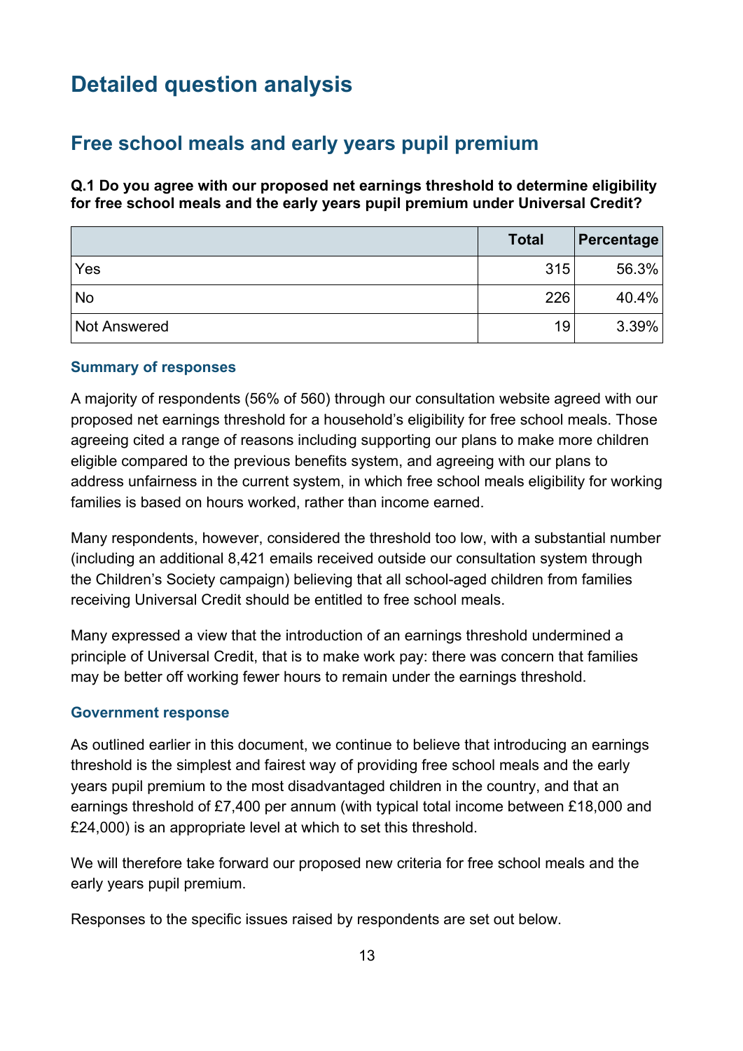# Detailed question analysis

## Free school meals and early years pupil premium

**Q.1 Do you agree with our proposed net earnings threshold to determine eligibility for free school meals and the early years pupil premium under Universal Credit?**

| | Total | Percentage |
|---|---|---|
| Yes | 315 | 56.3% |
| No | 226 | 40.4% |
| Not Answered | 19 | 3.39% |

### Summary of responses

A majority of respondents (56% of 560) through our consultation website agreed with our proposed net earnings threshold for a household's eligibility for free school meals. Those agreeing cited a range of reasons including supporting our plans to make more children eligible compared to the previous benefits system, and agreeing with our plans to address unfairness in the current system, in which free school meals eligibility for working families is based on hours worked, rather than income earned.

Many respondents, however, considered the threshold too low, with a substantial number (including an additional 8,421 emails received outside our consultation system through the Children's Society campaign) believing that all school-aged children from families receiving Universal Credit should be entitled to free school meals.

Many expressed a view that the introduction of an earnings threshold undermined a principle of Universal Credit, that is to make work pay: there was concern that families may be better off working fewer hours to remain under the earnings threshold.

### Government response

As outlined earlier in this document, we continue to believe that introducing an earnings threshold is the simplest and fairest way of providing free school meals and the early years pupil premium to the most disadvantaged children in the country, and that an earnings threshold of £7,400 per annum (with typical total income between £18,000 and £24,000) is an appropriate level at which to set this threshold.

We will therefore take forward our proposed new criteria for free school meals and the early years pupil premium.

Responses to the specific issues raised by respondents are set out below.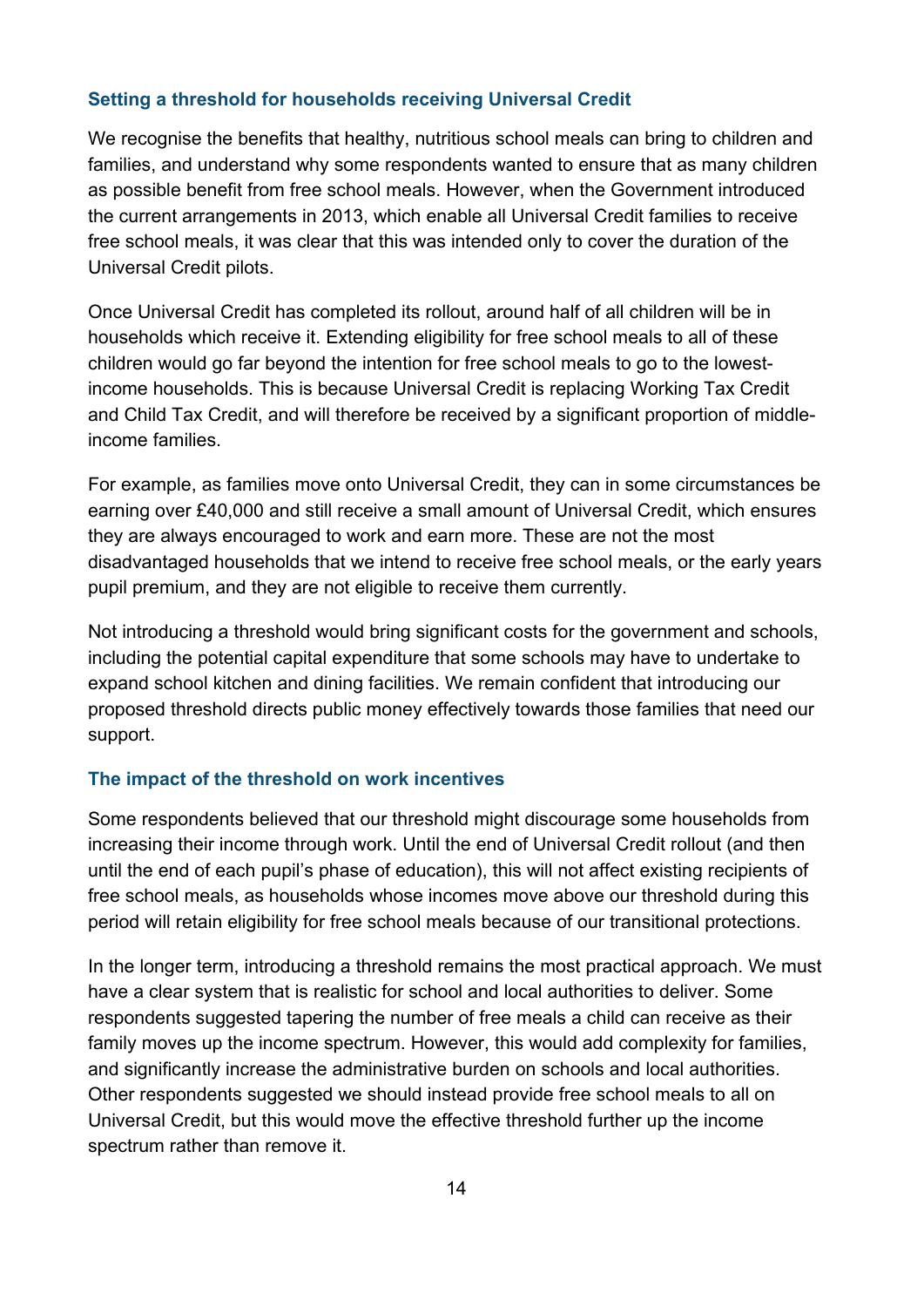### Setting a threshold for households receiving Universal Credit

We recognise the benefits that healthy, nutritious school meals can bring to children and families, and understand why some respondents wanted to ensure that as many children as possible benefit from free school meals. However, when the Government introduced the current arrangements in 2013, which enable all Universal Credit families to receive free school meals, it was clear that this was intended only to cover the duration of the Universal Credit pilots.

Once Universal Credit has completed its rollout, around half of all children will be in households which receive it. Extending eligibility for free school meals to all of these children would go far beyond the intention for free school meals to go to the lowest-income households. This is because Universal Credit is replacing Working Tax Credit and Child Tax Credit, and will therefore be received by a significant proportion of middle-income families.

For example, as families move onto Universal Credit, they can in some circumstances be earning over £40,000 and still receive a small amount of Universal Credit, which ensures they are always encouraged to work and earn more. These are not the most disadvantaged households that we intend to receive free school meals, or the early years pupil premium, and they are not eligible to receive them currently.

Not introducing a threshold would bring significant costs for the government and schools, including the potential capital expenditure that some schools may have to undertake to expand school kitchen and dining facilities. We remain confident that introducing our proposed threshold directs public money effectively towards those families that need our support.

### The impact of the threshold on work incentives

Some respondents believed that our threshold might discourage some households from increasing their income through work. Until the end of Universal Credit rollout (and then until the end of each pupil's phase of education), this will not affect existing recipients of free school meals, as households whose incomes move above our threshold during this period will retain eligibility for free school meals because of our transitional protections.

In the longer term, introducing a threshold remains the most practical approach. We must have a clear system that is realistic for school and local authorities to deliver. Some respondents suggested tapering the number of free meals a child can receive as their family moves up the income spectrum. However, this would add complexity for families, and significantly increase the administrative burden on schools and local authorities. Other respondents suggested we should instead provide free school meals to all on Universal Credit, but this would move the effective threshold further up the income spectrum rather than remove it.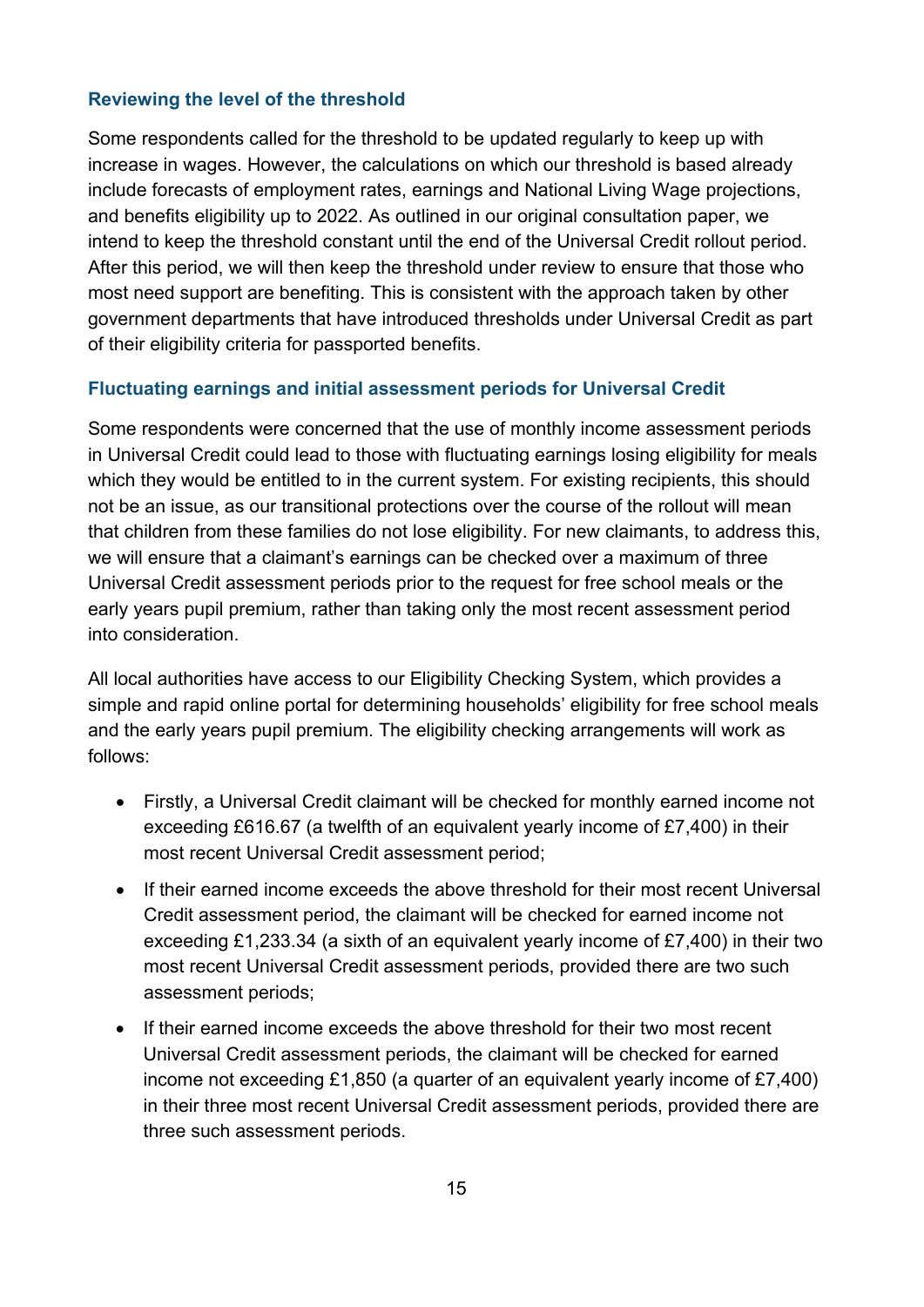### Reviewing the level of the threshold

Some respondents called for the threshold to be updated regularly to keep up with increase in wages. However, the calculations on which our threshold is based already include forecasts of employment rates, earnings and National Living Wage projections, and benefits eligibility up to 2022. As outlined in our original consultation paper, we intend to keep the threshold constant until the end of the Universal Credit rollout period. After this period, we will then keep the threshold under review to ensure that those who most need support are benefiting. This is consistent with the approach taken by other government departments that have introduced thresholds under Universal Credit as part of their eligibility criteria for passported benefits.

### Fluctuating earnings and initial assessment periods for Universal Credit

Some respondents were concerned that the use of monthly income assessment periods in Universal Credit could lead to those with fluctuating earnings losing eligibility for meals which they would be entitled to in the current system. For existing recipients, this should not be an issue, as our transitional protections over the course of the rollout will mean that children from these families do not lose eligibility. For new claimants, to address this, we will ensure that a claimant's earnings can be checked over a maximum of three Universal Credit assessment periods prior to the request for free school meals or the early years pupil premium, rather than taking only the most recent assessment period into consideration.

All local authorities have access to our Eligibility Checking System, which provides a simple and rapid online portal for determining households' eligibility for free school meals and the early years pupil premium. The eligibility checking arrangements will work as follows:

- Firstly, a Universal Credit claimant will be checked for monthly earned income not exceeding £616.67 (a twelfth of an equivalent yearly income of £7,400) in their most recent Universal Credit assessment period;
- If their earned income exceeds the above threshold for their most recent Universal Credit assessment period, the claimant will be checked for earned income not exceeding £1,233.34 (a sixth of an equivalent yearly income of £7,400) in their two most recent Universal Credit assessment periods, provided there are two such assessment periods;
- If their earned income exceeds the above threshold for their two most recent Universal Credit assessment periods, the claimant will be checked for earned income not exceeding £1,850 (a quarter of an equivalent yearly income of £7,400) in their three most recent Universal Credit assessment periods, provided there are three such assessment periods.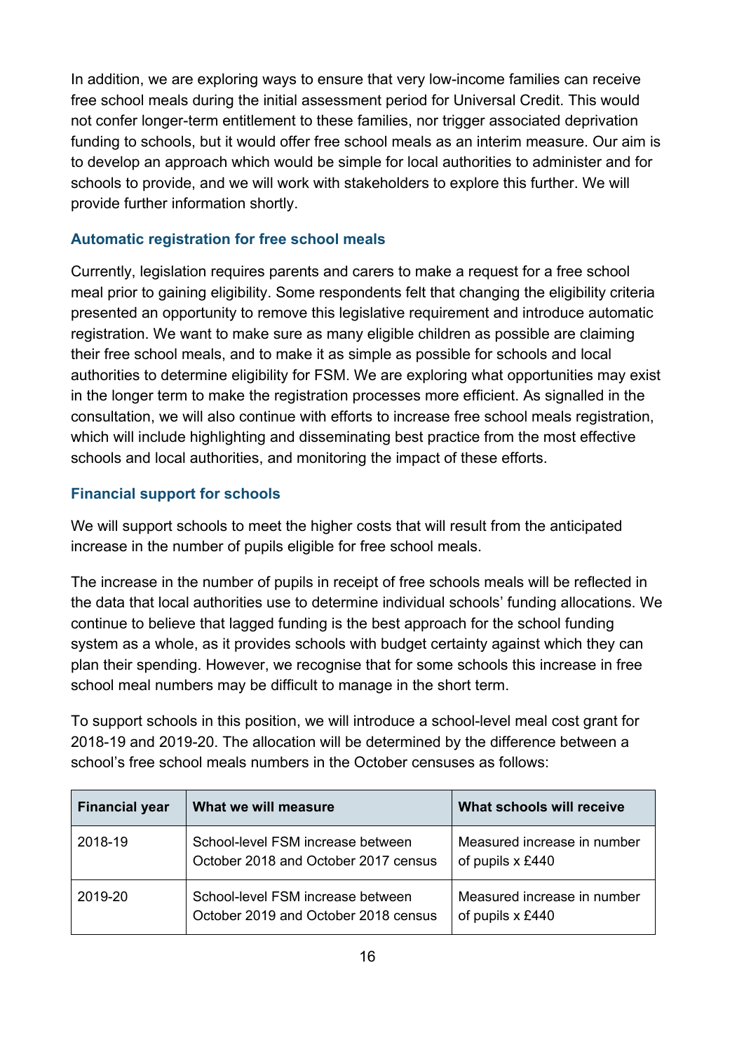In addition, we are exploring ways to ensure that very low-income families can receive free school meals during the initial assessment period for Universal Credit. This would not confer longer-term entitlement to these families, nor trigger associated deprivation funding to schools, but it would offer free school meals as an interim measure. Our aim is to develop an approach which would be simple for local authorities to administer and for schools to provide, and we will work with stakeholders to explore this further. We will provide further information shortly.

### Automatic registration for free school meals

Currently, legislation requires parents and carers to make a request for a free school meal prior to gaining eligibility. Some respondents felt that changing the eligibility criteria presented an opportunity to remove this legislative requirement and introduce automatic registration. We want to make sure as many eligible children as possible are claiming their free school meals, and to make it as simple as possible for schools and local authorities to determine eligibility for FSM. We are exploring what opportunities may exist in the longer term to make the registration processes more efficient. As signalled in the consultation, we will also continue with efforts to increase free school meals registration, which will include highlighting and disseminating best practice from the most effective schools and local authorities, and monitoring the impact of these efforts.

### Financial support for schools

We will support schools to meet the higher costs that will result from the anticipated increase in the number of pupils eligible for free school meals.

The increase in the number of pupils in receipt of free schools meals will be reflected in the data that local authorities use to determine individual schools' funding allocations. We continue to believe that lagged funding is the best approach for the school funding system as a whole, as it provides schools with budget certainty against which they can plan their spending. However, we recognise that for some schools this increase in free school meal numbers may be difficult to manage in the short term.

To support schools in this position, we will introduce a school-level meal cost grant for 2018-19 and 2019-20. The allocation will be determined by the difference between a school's free school meals numbers in the October censuses as follows:

| Financial year | What we will measure | What schools will receive |
|---|---|---|
| 2018-19 | School-level FSM increase between October 2018 and October 2017 census | Measured increase in number of pupils x £440 |
| 2019-20 | School-level FSM increase between October 2019 and October 2018 census | Measured increase in number of pupils x £440 |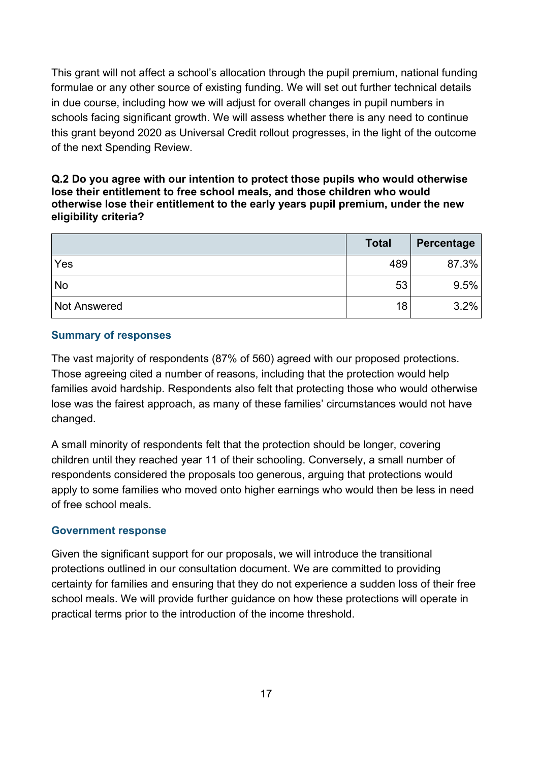This grant will not affect a school's allocation through the pupil premium, national funding formulae or any other source of existing funding. We will set out further technical details in due course, including how we will adjust for overall changes in pupil numbers in schools facing significant growth. We will assess whether there is any need to continue this grant beyond 2020 as Universal Credit rollout progresses, in the light of the outcome of the next Spending Review.

**Q.2 Do you agree with our intention to protect those pupils who would otherwise lose their entitlement to free school meals, and those children who would otherwise lose their entitlement to the early years pupil premium, under the new eligibility criteria?**

| | Total | Percentage |
|---|---|---|
| Yes | 489 | 87.3% |
| No | 53 | 9.5% |
| Not Answered | 18 | 3.2% |

### Summary of responses

The vast majority of respondents (87% of 560) agreed with our proposed protections. Those agreeing cited a number of reasons, including that the protection would help families avoid hardship. Respondents also felt that protecting those who would otherwise lose was the fairest approach, as many of these families' circumstances would not have changed.

A small minority of respondents felt that the protection should be longer, covering children until they reached year 11 of their schooling. Conversely, a small number of respondents considered the proposals too generous, arguing that protections would apply to some families who moved onto higher earnings who would then be less in need of free school meals.

### Government response

Given the significant support for our proposals, we will introduce the transitional protections outlined in our consultation document. We are committed to providing certainty for families and ensuring that they do not experience a sudden loss of their free school meals. We will provide further guidance on how these protections will operate in practical terms prior to the introduction of the income threshold.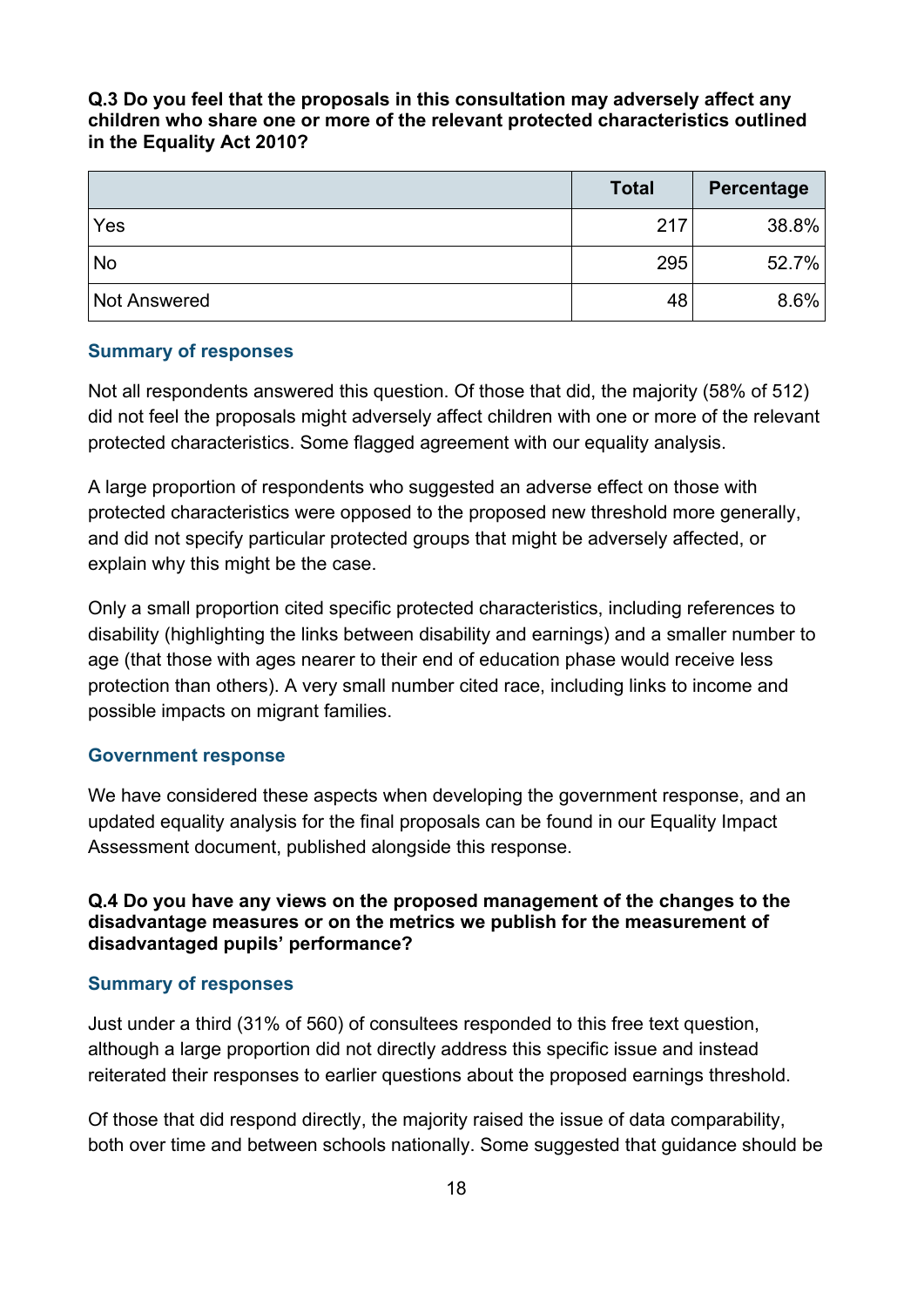**Q.3 Do you feel that the proposals in this consultation may adversely affect any children who share one or more of the relevant protected characteristics outlined in the Equality Act 2010?**

| | Total | Percentage |
|---|---:|---:|
| Yes | 217 | 38.8% |
| No | 295 | 52.7% |
| Not Answered | 48 | 8.6% |

### Summary of responses

Not all respondents answered this question. Of those that did, the majority (58% of 512) did not feel the proposals might adversely affect children with one or more of the relevant protected characteristics. Some flagged agreement with our equality analysis.

A large proportion of respondents who suggested an adverse effect on those with protected characteristics were opposed to the proposed new threshold more generally, and did not specify particular protected groups that might be adversely affected, or explain why this might be the case.

Only a small proportion cited specific protected characteristics, including references to disability (highlighting the links between disability and earnings) and a smaller number to age (that those with ages nearer to their end of education phase would receive less protection than others). A very small number cited race, including links to income and possible impacts on migrant families.

### Government response

We have considered these aspects when developing the government response, and an updated equality analysis for the final proposals can be found in our Equality Impact Assessment document, published alongside this response.

**Q.4 Do you have any views on the proposed management of the changes to the disadvantage measures or on the metrics we publish for the measurement of disadvantaged pupils' performance?**

### Summary of responses

Just under a third (31% of 560) of consultees responded to this free text question, although a large proportion did not directly address this specific issue and instead reiterated their responses to earlier questions about the proposed earnings threshold.

Of those that did respond directly, the majority raised the issue of data comparability, both over time and between schools nationally. Some suggested that guidance should be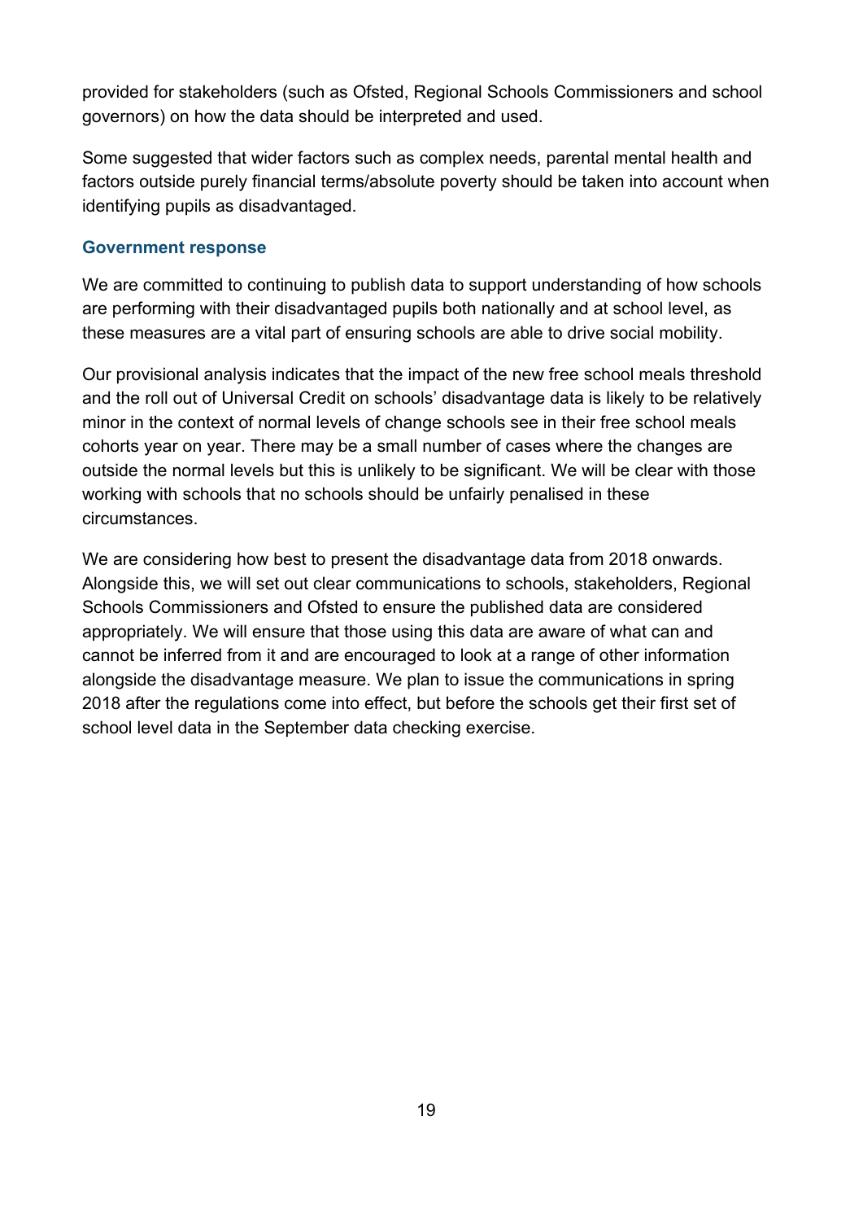provided for stakeholders (such as Ofsted, Regional Schools Commissioners and school governors) on how the data should be interpreted and used.

Some suggested that wider factors such as complex needs, parental mental health and factors outside purely financial terms/absolute poverty should be taken into account when identifying pupils as disadvantaged.

### Government response

We are committed to continuing to publish data to support understanding of how schools are performing with their disadvantaged pupils both nationally and at school level, as these measures are a vital part of ensuring schools are able to drive social mobility.

Our provisional analysis indicates that the impact of the new free school meals threshold and the roll out of Universal Credit on schools' disadvantage data is likely to be relatively minor in the context of normal levels of change schools see in their free school meals cohorts year on year. There may be a small number of cases where the changes are outside the normal levels but this is unlikely to be significant. We will be clear with those working with schools that no schools should be unfairly penalised in these circumstances.

We are considering how best to present the disadvantage data from 2018 onwards. Alongside this, we will set out clear communications to schools, stakeholders, Regional Schools Commissioners and Ofsted to ensure the published data are considered appropriately. We will ensure that those using this data are aware of what can and cannot be inferred from it and are encouraged to look at a range of other information alongside the disadvantage measure. We plan to issue the communications in spring 2018 after the regulations come into effect, but before the schools get their first set of school level data in the September data checking exercise.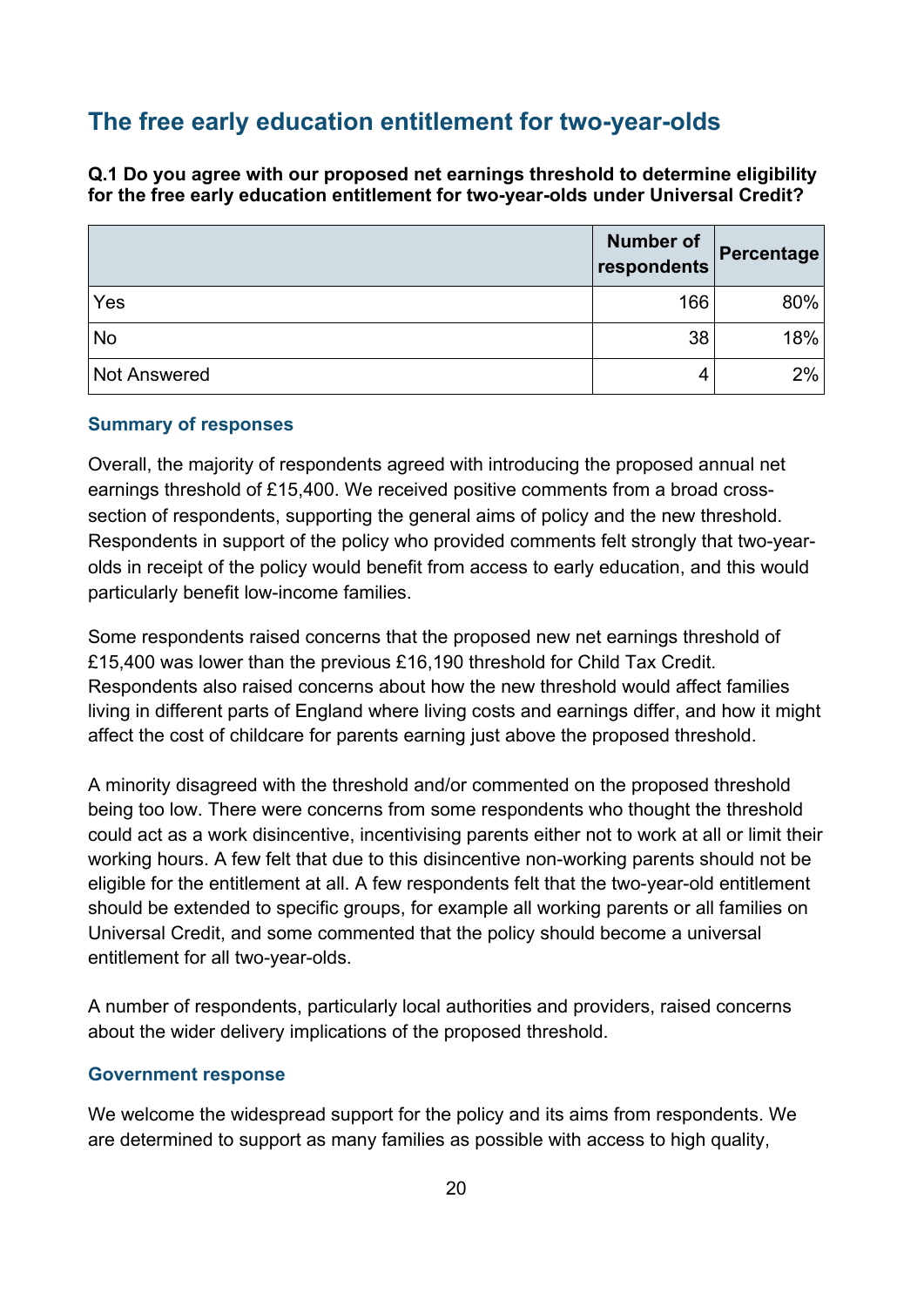## The free early education entitlement for two-year-olds

**Q.1 Do you agree with our proposed net earnings threshold to determine eligibility for the free early education entitlement for two-year-olds under Universal Credit?**

| | Number of respondents | Percentage |
|---|---|---|
| Yes | 166 | 80% |
| No | 38 | 18% |
| Not Answered | 4 | 2% |

### Summary of responses

Overall, the majority of respondents agreed with introducing the proposed annual net earnings threshold of £15,400. We received positive comments from a broad cross-section of respondents, supporting the general aims of policy and the new threshold. Respondents in support of the policy who provided comments felt strongly that two-year-olds in receipt of the policy would benefit from access to early education, and this would particularly benefit low-income families.

Some respondents raised concerns that the proposed new net earnings threshold of £15,400 was lower than the previous £16,190 threshold for Child Tax Credit. Respondents also raised concerns about how the new threshold would affect families living in different parts of England where living costs and earnings differ, and how it might affect the cost of childcare for parents earning just above the proposed threshold.

A minority disagreed with the threshold and/or commented on the proposed threshold being too low. There were concerns from some respondents who thought the threshold could act as a work disincentive, incentivising parents either not to work at all or limit their working hours. A few felt that due to this disincentive non-working parents should not be eligible for the entitlement at all. A few respondents felt that the two-year-old entitlement should be extended to specific groups, for example all working parents or all families on Universal Credit, and some commented that the policy should become a universal entitlement for all two-year-olds.

A number of respondents, particularly local authorities and providers, raised concerns about the wider delivery implications of the proposed threshold.

### Government response

We welcome the widespread support for the policy and its aims from respondents. We are determined to support as many families as possible with access to high quality,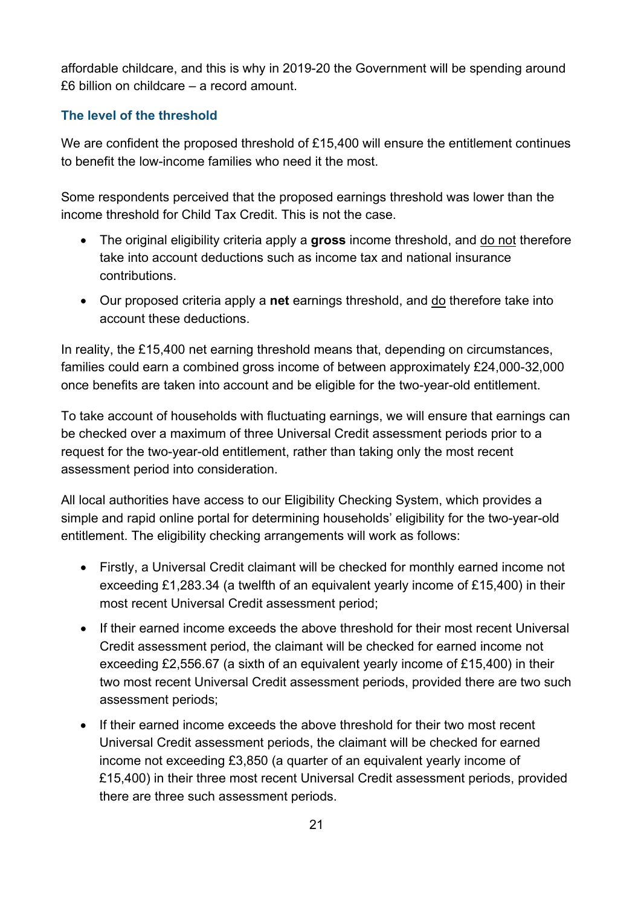affordable childcare, and this is why in 2019-20 the Government will be spending around £6 billion on childcare – a record amount.

### The level of the threshold

We are confident the proposed threshold of £15,400 will ensure the entitlement continues to benefit the low-income families who need it the most.

Some respondents perceived that the proposed earnings threshold was lower than the income threshold for Child Tax Credit. This is not the case.

- The original eligibility criteria apply a **gross** income threshold, and do not therefore take into account deductions such as income tax and national insurance contributions.
- Our proposed criteria apply a **net** earnings threshold, and do therefore take into account these deductions.

In reality, the £15,400 net earning threshold means that, depending on circumstances, families could earn a combined gross income of between approximately £24,000-32,000 once benefits are taken into account and be eligible for the two-year-old entitlement.

To take account of households with fluctuating earnings, we will ensure that earnings can be checked over a maximum of three Universal Credit assessment periods prior to a request for the two-year-old entitlement, rather than taking only the most recent assessment period into consideration.

All local authorities have access to our Eligibility Checking System, which provides a simple and rapid online portal for determining households' eligibility for the two-year-old entitlement. The eligibility checking arrangements will work as follows:

- Firstly, a Universal Credit claimant will be checked for monthly earned income not exceeding £1,283.34 (a twelfth of an equivalent yearly income of £15,400) in their most recent Universal Credit assessment period;
- If their earned income exceeds the above threshold for their most recent Universal Credit assessment period, the claimant will be checked for earned income not exceeding £2,556.67 (a sixth of an equivalent yearly income of £15,400) in their two most recent Universal Credit assessment periods, provided there are two such assessment periods;
- If their earned income exceeds the above threshold for their two most recent Universal Credit assessment periods, the claimant will be checked for earned income not exceeding £3,850 (a quarter of an equivalent yearly income of £15,400) in their three most recent Universal Credit assessment periods, provided there are three such assessment periods.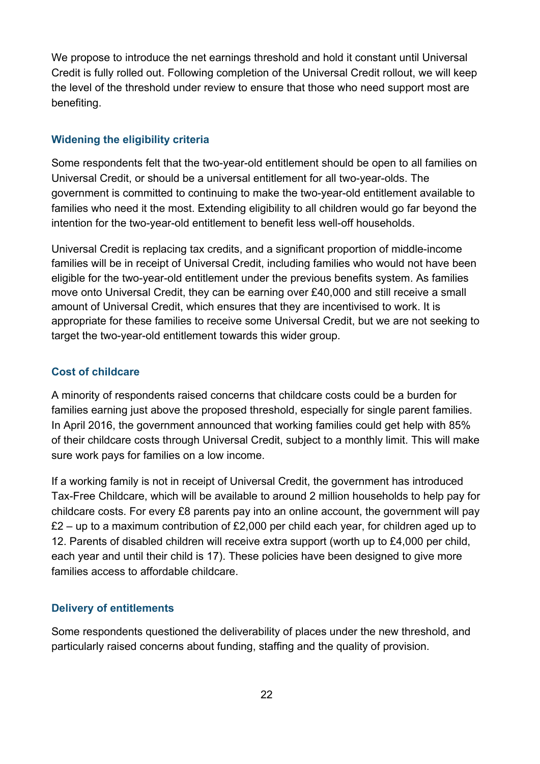We propose to introduce the net earnings threshold and hold it constant until Universal Credit is fully rolled out. Following completion of the Universal Credit rollout, we will keep the level of the threshold under review to ensure that those who need support most are benefiting.

### Widening the eligibility criteria

Some respondents felt that the two-year-old entitlement should be open to all families on Universal Credit, or should be a universal entitlement for all two-year-olds. The government is committed to continuing to make the two-year-old entitlement available to families who need it the most. Extending eligibility to all children would go far beyond the intention for the two-year-old entitlement to benefit less well-off households.

Universal Credit is replacing tax credits, and a significant proportion of middle-income families will be in receipt of Universal Credit, including families who would not have been eligible for the two-year-old entitlement under the previous benefits system. As families move onto Universal Credit, they can be earning over £40,000 and still receive a small amount of Universal Credit, which ensures that they are incentivised to work. It is appropriate for these families to receive some Universal Credit, but we are not seeking to target the two-year-old entitlement towards this wider group.

### Cost of childcare

A minority of respondents raised concerns that childcare costs could be a burden for families earning just above the proposed threshold, especially for single parent families. In April 2016, the government announced that working families could get help with 85% of their childcare costs through Universal Credit, subject to a monthly limit. This will make sure work pays for families on a low income.

If a working family is not in receipt of Universal Credit, the government has introduced Tax-Free Childcare, which will be available to around 2 million households to help pay for childcare costs. For every £8 parents pay into an online account, the government will pay £2 – up to a maximum contribution of £2,000 per child each year, for children aged up to 12. Parents of disabled children will receive extra support (worth up to £4,000 per child, each year and until their child is 17). These policies have been designed to give more families access to affordable childcare.

### Delivery of entitlements

Some respondents questioned the deliverability of places under the new threshold, and particularly raised concerns about funding, staffing and the quality of provision.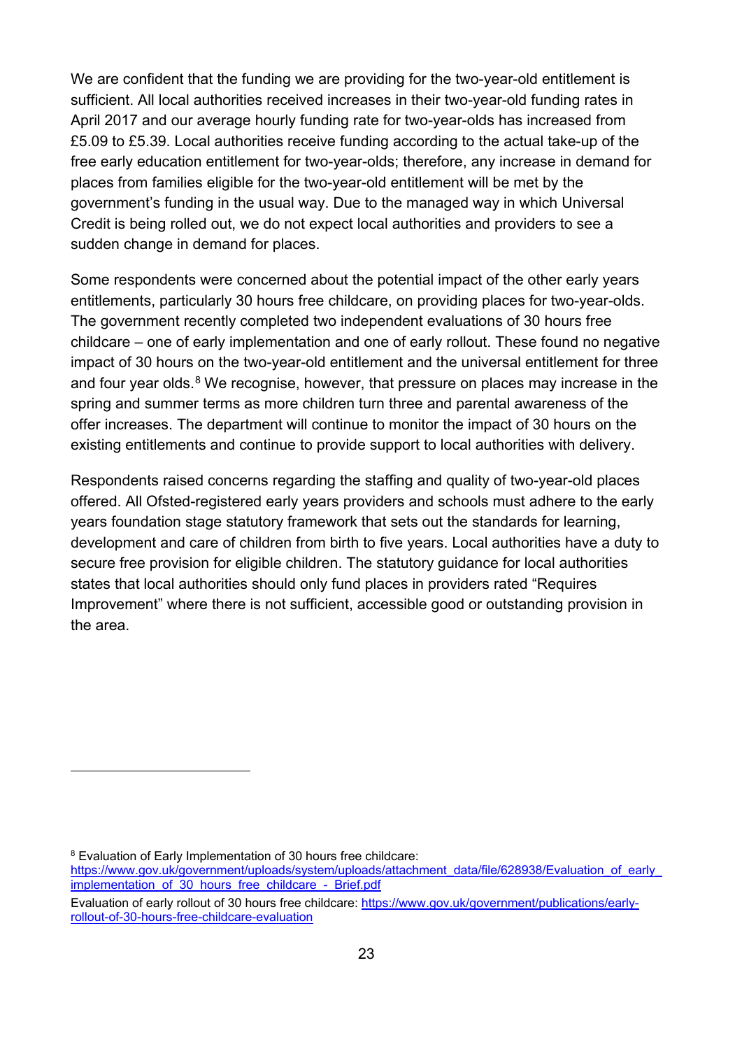We are confident that the funding we are providing for the two-year-old entitlement is sufficient. All local authorities received increases in their two-year-old funding rates in April 2017 and our average hourly funding rate for two-year-olds has increased from £5.09 to £5.39. Local authorities receive funding according to the actual take-up of the free early education entitlement for two-year-olds; therefore, any increase in demand for places from families eligible for the two-year-old entitlement will be met by the government's funding in the usual way. Due to the managed way in which Universal Credit is being rolled out, we do not expect local authorities and providers to see a sudden change in demand for places.

Some respondents were concerned about the potential impact of the other early years entitlements, particularly 30 hours free childcare, on providing places for two-year-olds. The government recently completed two independent evaluations of 30 hours free childcare – one of early implementation and one of early rollout. These found no negative impact of 30 hours on the two-year-old entitlement and the universal entitlement for three and four year olds.[8] We recognise, however, that pressure on places may increase in the spring and summer terms as more children turn three and parental awareness of the offer increases. The department will continue to monitor the impact of 30 hours on the existing entitlements and continue to provide support to local authorities with delivery.

Respondents raised concerns regarding the staffing and quality of two-year-old places offered. All Ofsted-registered early years providers and schools must adhere to the early years foundation stage statutory framework that sets out the standards for learning, development and care of children from birth to five years. Local authorities have a duty to secure free provision for eligible children. The statutory guidance for local authorities states that local authorities should only fund places in providers rated "Requires Improvement" where there is not sufficient, accessible good or outstanding provision in the area.

---

[8] Evaluation of Early Implementation of 30 hours free childcare: [https://www.gov.uk/government/uploads/system/uploads/attachment_data/file/628938/Evaluation_of_early_implementation_of_30_hours_free_childcare_-_Brief.pdf](https://www.gov.uk/government/uploads/system/uploads/attachment_data/file/628938/Evaluation_of_early_implementation_of_30_hours_free_childcare_-_Brief.pdf)

Evaluation of early rollout of 30 hours free childcare: [https://www.gov.uk/government/publications/early-rollout-of-30-hours-free-childcare-evaluation](https://www.gov.uk/government/publications/early-rollout-of-30-hours-free-childcare-evaluation)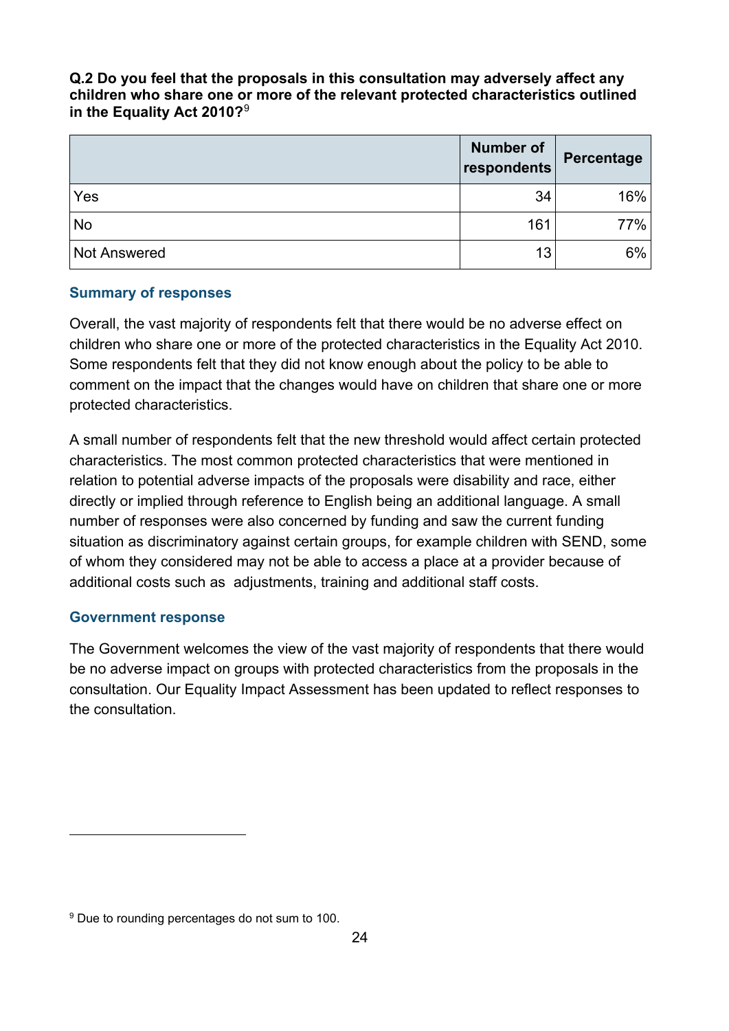**Q.2 Do you feel that the proposals in this consultation may adversely affect any children who share one or more of the relevant protected characteristics outlined in the Equality Act 2010?**[9]

| | Number of respondents | Percentage |
|---|---|---|
| Yes | 34 | 16% |
| No | 161 | 77% |
| Not Answered | 13 | 6% |

### Summary of responses

Overall, the vast majority of respondents felt that there would be no adverse effect on children who share one or more of the protected characteristics in the Equality Act 2010. Some respondents felt that they did not know enough about the policy to be able to comment on the impact that the changes would have on children that share one or more protected characteristics.

A small number of respondents felt that the new threshold would affect certain protected characteristics. The most common protected characteristics that were mentioned in relation to potential adverse impacts of the proposals were disability and race, either directly or implied through reference to English being an additional language. A small number of responses were also concerned by funding and saw the current funding situation as discriminatory against certain groups, for example children with SEND, some of whom they considered may not be able to access a place at a provider because of additional costs such as adjustments, training and additional staff costs.

### Government response

The Government welcomes the view of the vast majority of respondents that there would be no adverse impact on groups with protected characteristics from the proposals in the consultation. Our Equality Impact Assessment has been updated to reflect responses to the consultation.

---

[9] Due to rounding percentages do not sum to 100.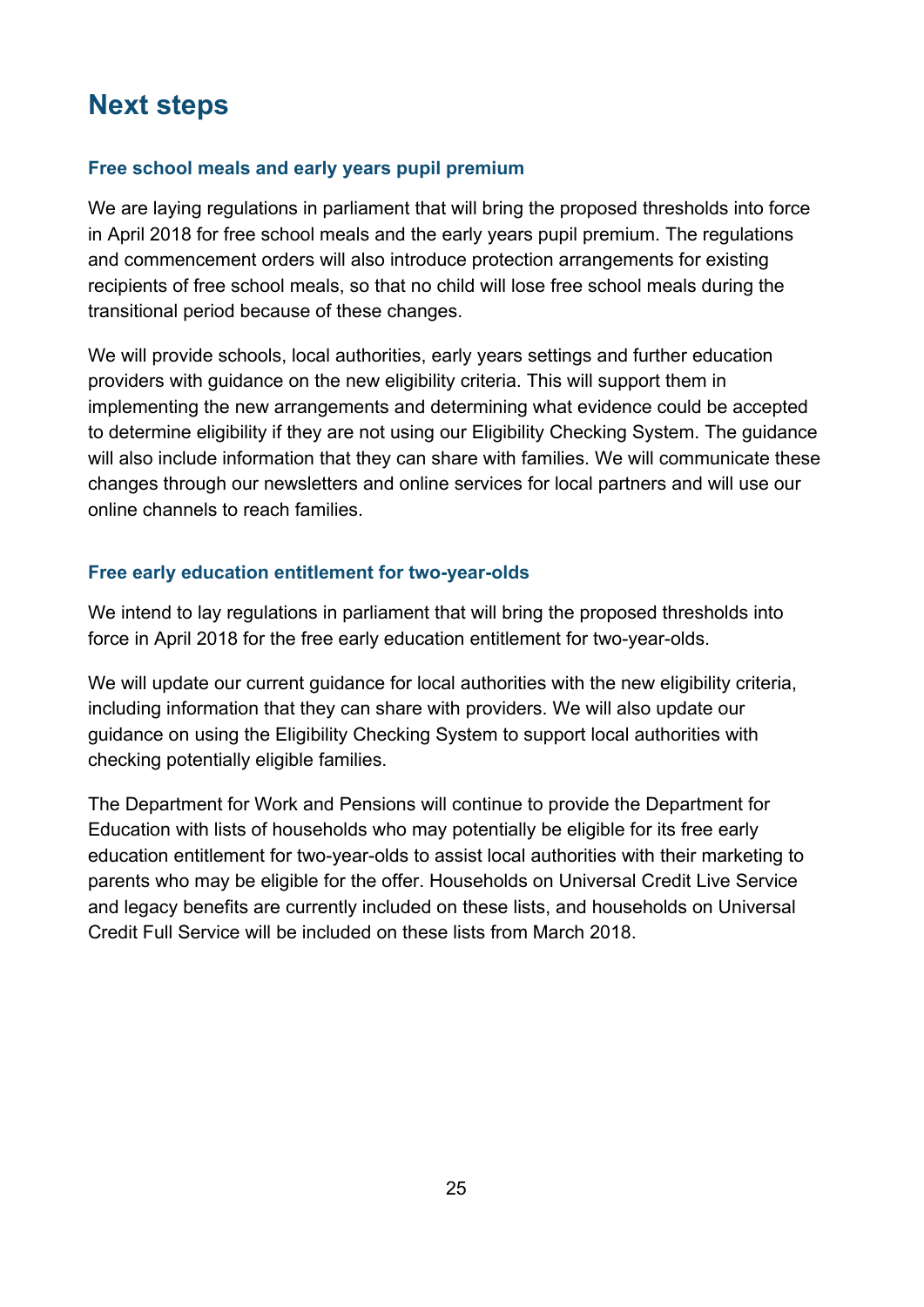# Next steps

### Free school meals and early years pupil premium

We are laying regulations in parliament that will bring the proposed thresholds into force in April 2018 for free school meals and the early years pupil premium. The regulations and commencement orders will also introduce protection arrangements for existing recipients of free school meals, so that no child will lose free school meals during the transitional period because of these changes.

We will provide schools, local authorities, early years settings and further education providers with guidance on the new eligibility criteria. This will support them in implementing the new arrangements and determining what evidence could be accepted to determine eligibility if they are not using our Eligibility Checking System. The guidance will also include information that they can share with families. We will communicate these changes through our newsletters and online services for local partners and will use our online channels to reach families.

### Free early education entitlement for two-year-olds

We intend to lay regulations in parliament that will bring the proposed thresholds into force in April 2018 for the free early education entitlement for two-year-olds.

We will update our current guidance for local authorities with the new eligibility criteria, including information that they can share with providers. We will also update our guidance on using the Eligibility Checking System to support local authorities with checking potentially eligible families.

The Department for Work and Pensions will continue to provide the Department for Education with lists of households who may potentially be eligible for its free early education entitlement for two-year-olds to assist local authorities with their marketing to parents who may be eligible for the offer. Households on Universal Credit Live Service and legacy benefits are currently included on these lists, and households on Universal Credit Full Service will be included on these lists from March 2018.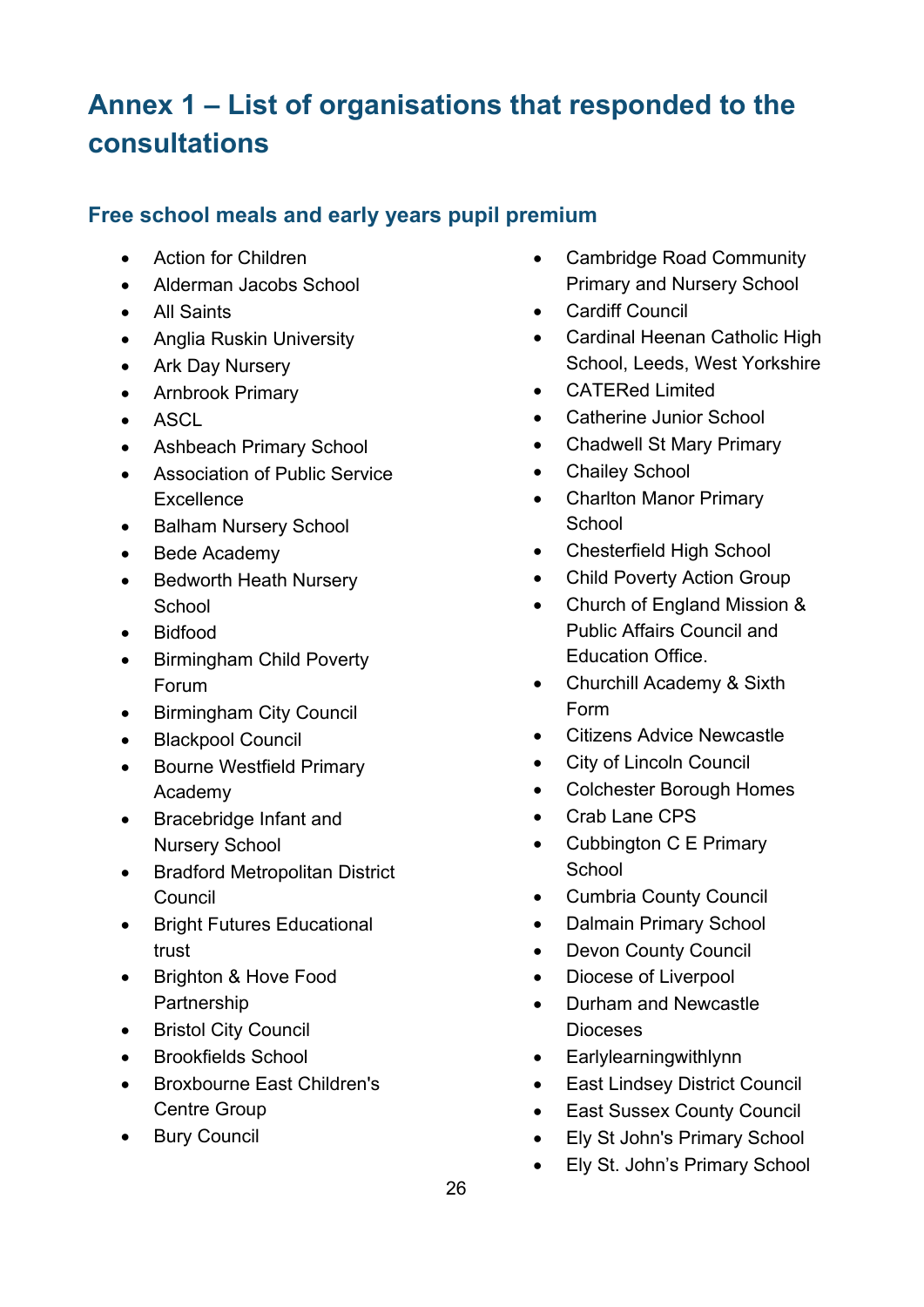# Annex 1 – List of organisations that responded to the consultations

## Free school meals and early years pupil premium

- Action for Children
- Alderman Jacobs School
- All Saints
- Anglia Ruskin University
- Ark Day Nursery
- Arnbrook Primary
- ASCL
- Ashbeach Primary School
- Association of Public Service Excellence
- Balham Nursery School
- Bede Academy
- Bedworth Heath Nursery School
- Bidfood
- Birmingham Child Poverty Forum
- Birmingham City Council
- Blackpool Council
- Bourne Westfield Primary Academy
- Bracebridge Infant and Nursery School
- Bradford Metropolitan District Council
- Bright Futures Educational trust
- Brighton & Hove Food Partnership
- Bristol City Council
- Brookfields School
- Broxbourne East Children's Centre Group
- Bury Council
- Cambridge Road Community Primary and Nursery School
- Cardiff Council
- Cardinal Heenan Catholic High School, Leeds, West Yorkshire
- CATERed Limited
- Catherine Junior School
- Chadwell St Mary Primary
- Chailey School
- Charlton Manor Primary School
- Chesterfield High School
- Child Poverty Action Group
- Church of England Mission & Public Affairs Council and Education Office.
- Churchill Academy & Sixth Form
- Citizens Advice Newcastle
- City of Lincoln Council
- Colchester Borough Homes
- Crab Lane CPS
- Cubbington C E Primary School
- Cumbria County Council
- Dalmain Primary School
- Devon County Council
- Diocese of Liverpool
- Durham and Newcastle Dioceses
- Earlylearningwithlynn
- East Lindsey District Council
- East Sussex County Council
- Ely St John's Primary School
- Ely St. John’s Primary School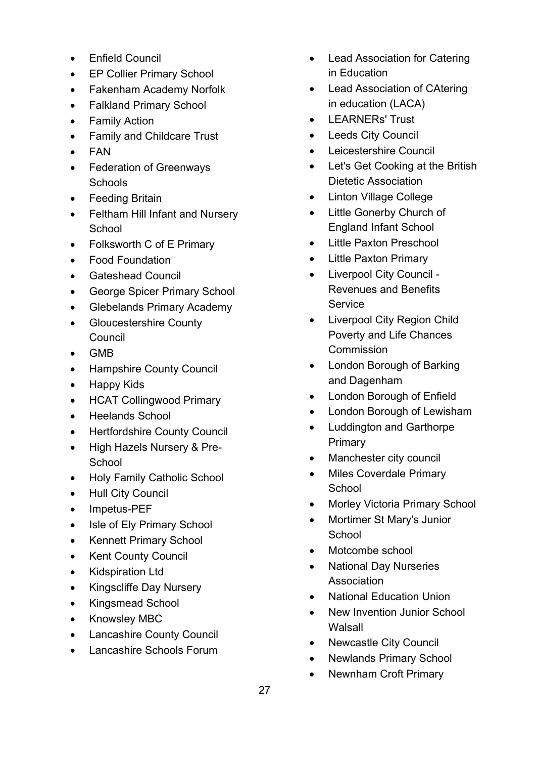- Enfield Council
- EP Collier Primary School
- Fakenham Academy Norfolk
- Falkland Primary School
- Family Action
- Family and Childcare Trust
- FAN
- Federation of Greenways Schools
- Feeding Britain
- Feltham Hill Infant and Nursery School
- Folksworth C of E Primary
- Food Foundation
- Gateshead Council
- George Spicer Primary School
- Glebelands Primary Academy
- Gloucestershire County Council
- GMB
- Hampshire County Council
- Happy Kids
- HCAT Collingwood Primary
- Heelands School
- Hertfordshire County Council
- High Hazels Nursery & Pre-School
- Holy Family Catholic School
- Hull City Council
- Impetus-PEF
- Isle of Ely Primary School
- Kennett Primary School
- Kent County Council
- Kidspiration Ltd
- Kingscliffe Day Nursery
- Kingsmead School
- Knowsley MBC
- Lancashire County Council
- Lancashire Schools Forum
- Lead Association for Catering in Education
- Lead Association of CAtering in education (LACA)
- LEARNERs' Trust
- Leeds City Council
- Leicestershire Council
- Let's Get Cooking at the British Dietetic Association
- Linton Village College
- Little Gonerby Church of England Infant School
- Little Paxton Preschool
- Little Paxton Primary
- Liverpool City Council - Revenues and Benefits Service
- Liverpool City Region Child Poverty and Life Chances Commission
- London Borough of Barking and Dagenham
- London Borough of Enfield
- London Borough of Lewisham
- Luddington and Garthorpe Primary
- Manchester city council
- Miles Coverdale Primary School
- Morley Victoria Primary School
- Mortimer St Mary's Junior School
- Motcombe school
- National Day Nurseries Association
- National Education Union
- New Invention Junior School Walsall
- Newcastle City Council
- Newlands Primary School
- Newnham Croft Primary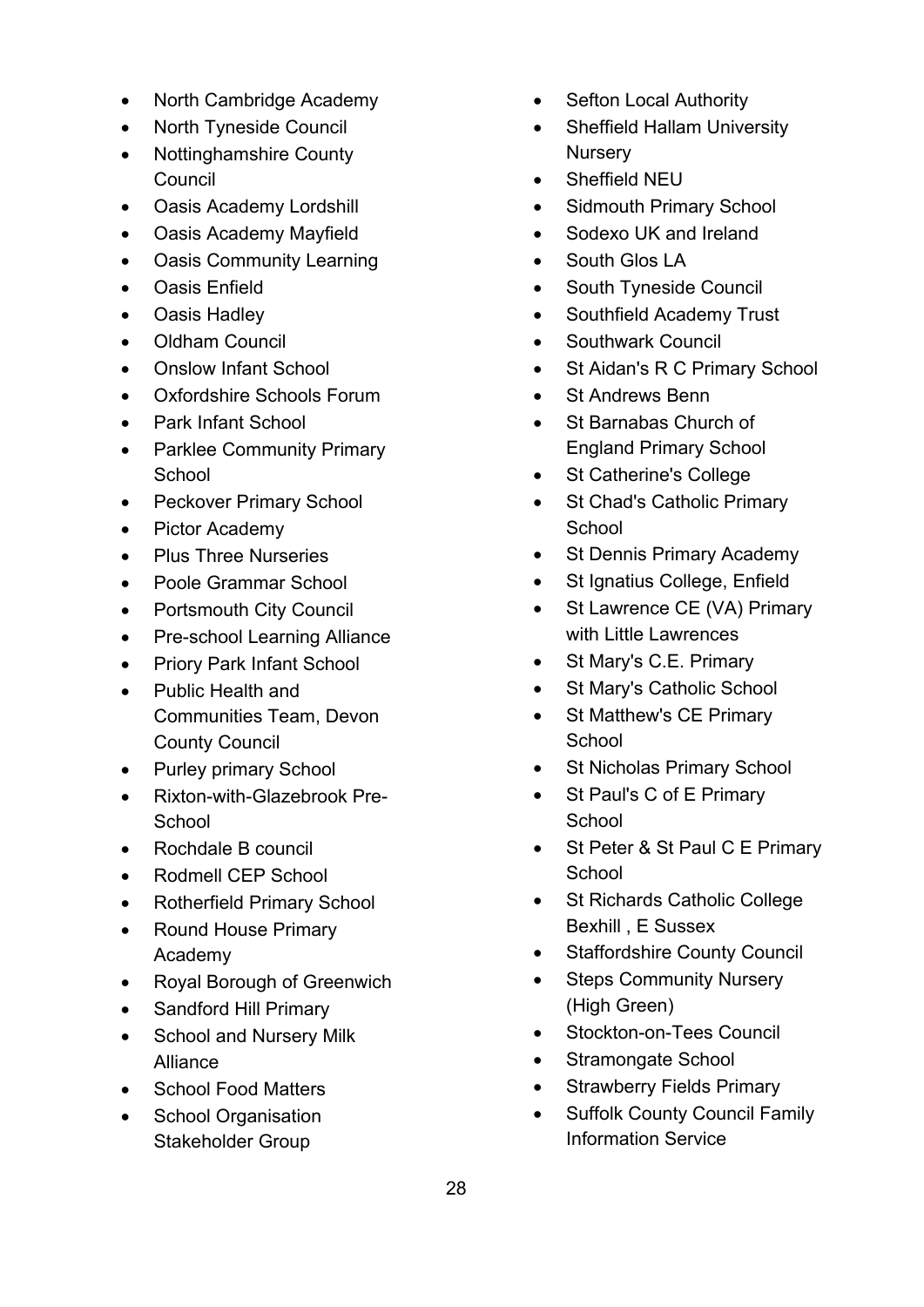- North Cambridge Academy
- North Tyneside Council
- Nottinghamshire County Council
- Oasis Academy Lordshill
- Oasis Academy Mayfield
- Oasis Community Learning
- Oasis Enfield
- Oasis Hadley
- Oldham Council
- Onslow Infant School
- Oxfordshire Schools Forum
- Park Infant School
- Parklee Community Primary School
- Peckover Primary School
- Pictor Academy
- Plus Three Nurseries
- Poole Grammar School
- Portsmouth City Council
- Pre-school Learning Alliance
- Priory Park Infant School
- Public Health and Communities Team, Devon County Council
- Purley primary School
- Rixton-with-Glazebrook Pre-School
- Rochdale B council
- Rodmell CEP School
- Rotherfield Primary School
- Round House Primary Academy
- Royal Borough of Greenwich
- Sandford Hill Primary
- School and Nursery Milk Alliance
- School Food Matters
- School Organisation Stakeholder Group
- Sefton Local Authority
- Sheffield Hallam University Nursery
- Sheffield NEU
- Sidmouth Primary School
- Sodexo UK and Ireland
- South Glos LA
- South Tyneside Council
- Southfield Academy Trust
- Southwark Council
- St Aidan's R C Primary School
- St Andrews Benn
- St Barnabas Church of England Primary School
- St Catherine's College
- St Chad's Catholic Primary School
- St Dennis Primary Academy
- St Ignatius College, Enfield
- St Lawrence CE (VA) Primary with Little Lawrences
- St Mary's C.E. Primary
- St Mary's Catholic School
- St Matthew's CE Primary School
- St Nicholas Primary School
- St Paul's C of E Primary School
- St Peter & St Paul C E Primary School
- St Richards Catholic College Bexhill , E Sussex
- Staffordshire County Council
- Steps Community Nursery (High Green)
- Stockton-on-Tees Council
- Stramongate School
- Strawberry Fields Primary
- Suffolk County Council Family Information Service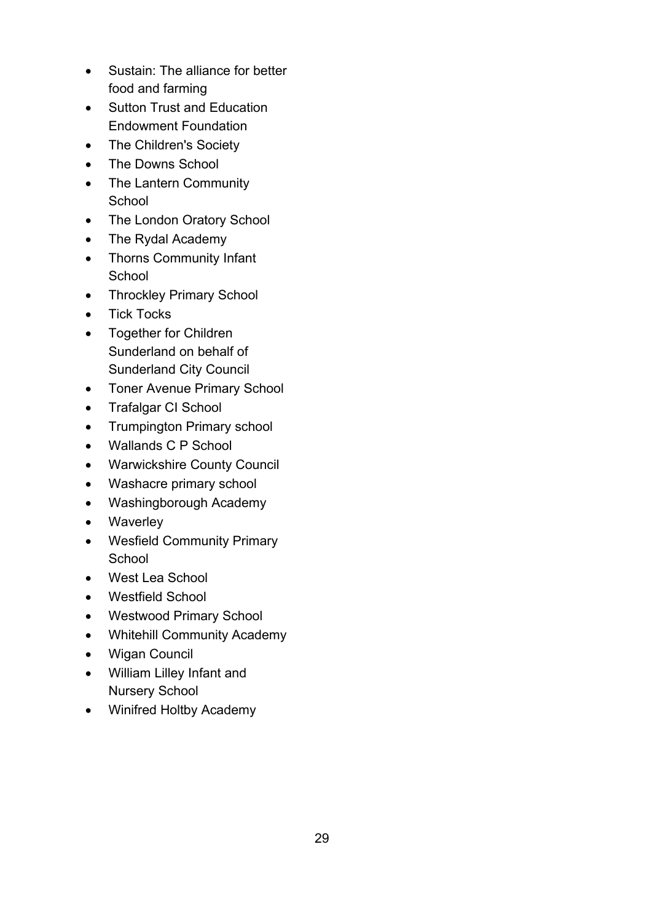- Sustain: The alliance for better food and farming
- Sutton Trust and Education Endowment Foundation
- The Children's Society
- The Downs School
- The Lantern Community School
- The London Oratory School
- The Rydal Academy
- Thorns Community Infant School
- Throckley Primary School
- Tick Tocks
- Together for Children Sunderland on behalf of Sunderland City Council
- Toner Avenue Primary School
- Trafalgar CI School
- Trumpington Primary school
- Wallands C P School
- Warwickshire County Council
- Washacre primary school
- Washingborough Academy
- Waverley
- Wesfield Community Primary School
- West Lea School
- Westfield School
- Westwood Primary School
- Whitehill Community Academy
- Wigan Council
- William Lilley Infant and Nursery School
- Winifred Holtby Academy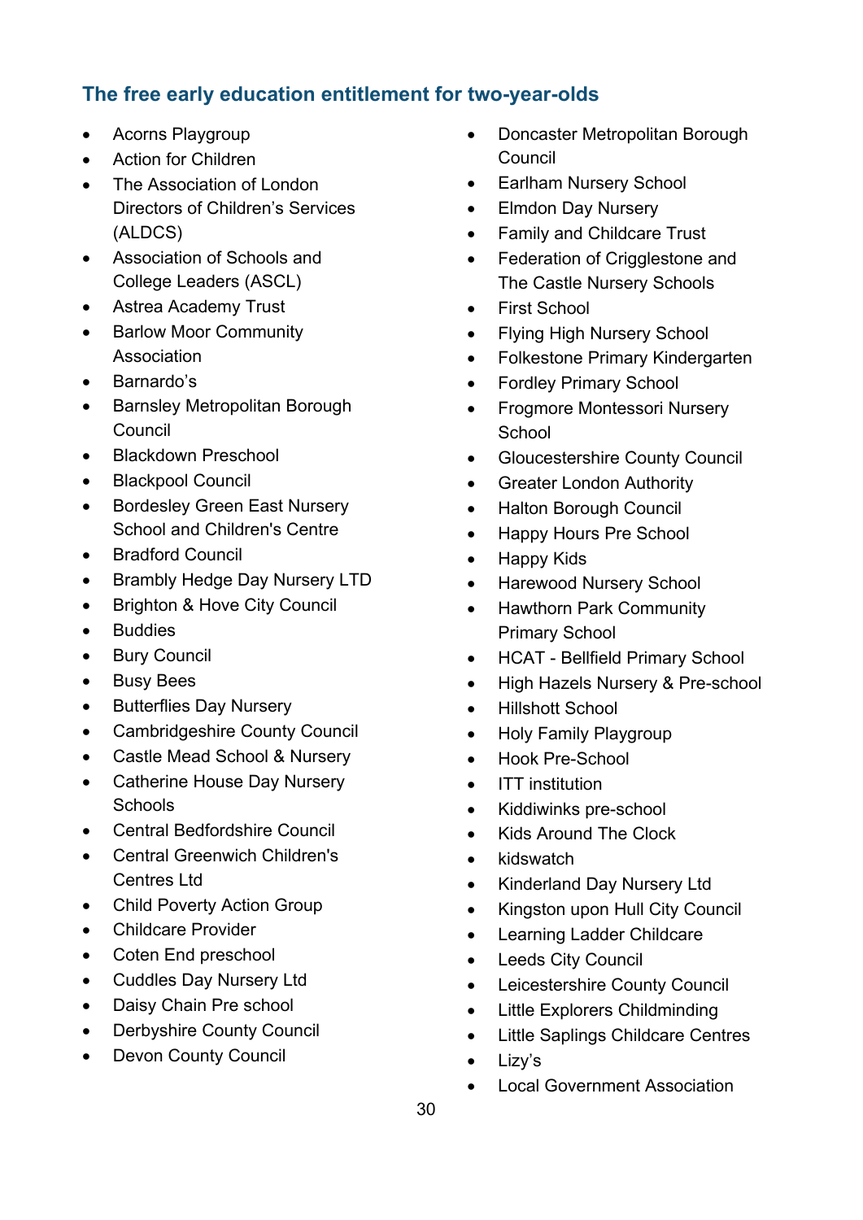### The free early education entitlement for two-year-olds

- Acorns Playgroup
- Action for Children
- The Association of London Directors of Children's Services (ALDCS)
- Association of Schools and College Leaders (ASCL)
- Astrea Academy Trust
- Barlow Moor Community Association
- Barnardo's
- Barnsley Metropolitan Borough Council
- Blackdown Preschool
- Blackpool Council
- Bordesley Green East Nursery School and Children's Centre
- Bradford Council
- Brambly Hedge Day Nursery LTD
- Brighton & Hove City Council
- Buddies
- Bury Council
- Busy Bees
- Butterflies Day Nursery
- Cambridgeshire County Council
- Castle Mead School & Nursery
- Catherine House Day Nursery Schools
- Central Bedfordshire Council
- Central Greenwich Children's Centres Ltd
- Child Poverty Action Group
- Childcare Provider
- Coten End preschool
- Cuddles Day Nursery Ltd
- Daisy Chain Pre school
- Derbyshire County Council
- Devon County Council
- Doncaster Metropolitan Borough Council
- Earlham Nursery School
- Elmdon Day Nursery
- Family and Childcare Trust
- Federation of Crigglestone and The Castle Nursery Schools
- First School
- Flying High Nursery School
- Folkestone Primary Kindergarten
- Fordley Primary School
- Frogmore Montessori Nursery School
- Gloucestershire County Council
- Greater London Authority
- Halton Borough Council
- Happy Hours Pre School
- Happy Kids
- Harewood Nursery School
- Hawthorn Park Community Primary School
- HCAT - Bellfield Primary School
- High Hazels Nursery & Pre-school
- Hillshott School
- Holy Family Playgroup
- Hook Pre-School
- ITT institution
- Kiddiwinks pre-school
- Kids Around The Clock
- kidswatch
- Kinderland Day Nursery Ltd
- Kingston upon Hull City Council
- Learning Ladder Childcare
- Leeds City Council
- Leicestershire County Council
- Little Explorers Childminding
- Little Saplings Childcare Centres
- Lizy's
- Local Government Association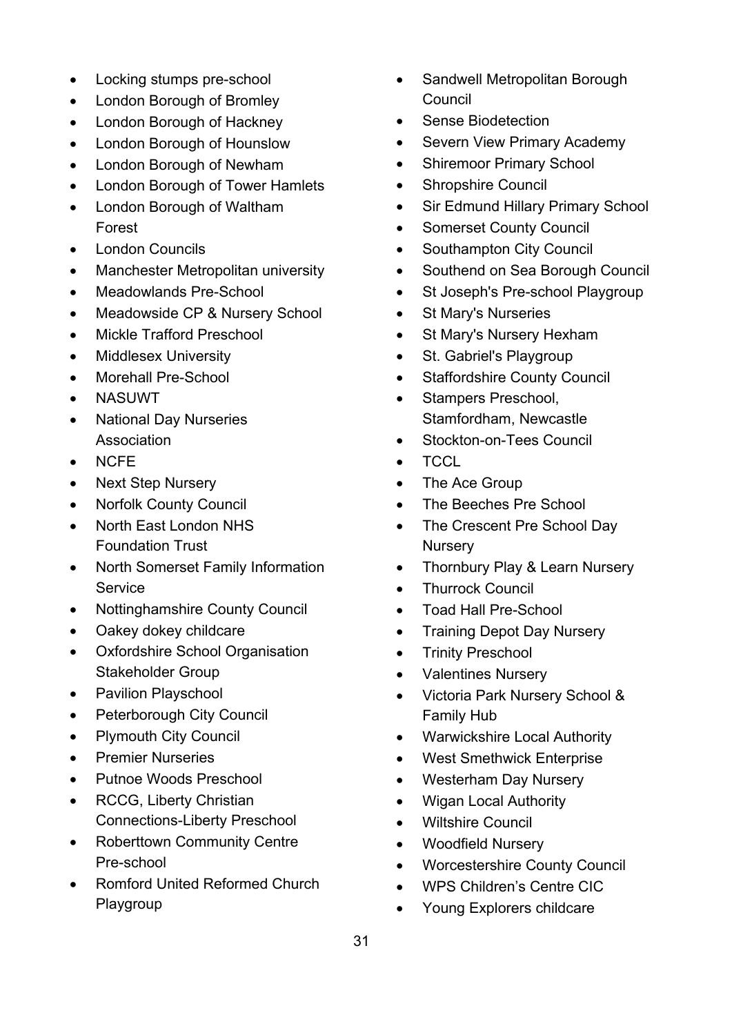- Locking stumps pre-school
- London Borough of Bromley
- London Borough of Hackney
- London Borough of Hounslow
- London Borough of Newham
- London Borough of Tower Hamlets
- London Borough of Waltham Forest
- London Councils
- Manchester Metropolitan university
- Meadowlands Pre-School
- Meadowside CP & Nursery School
- Mickle Trafford Preschool
- Middlesex University
- Morehall Pre-School
- NASUWT
- National Day Nurseries Association
- NCFE
- Next Step Nursery
- Norfolk County Council
- North East London NHS Foundation Trust
- North Somerset Family Information Service
- Nottinghamshire County Council
- Oakey dokey childcare
- Oxfordshire School Organisation Stakeholder Group
- Pavilion Playschool
- Peterborough City Council
- Plymouth City Council
- Premier Nurseries
- Putnoe Woods Preschool
- RCCG, Liberty Christian Connections-Liberty Preschool
- Roberttown Community Centre Pre-school
- Romford United Reformed Church Playgroup
- Sandwell Metropolitan Borough Council
- Sense Biodetection
- Severn View Primary Academy
- Shiremoor Primary School
- Shropshire Council
- Sir Edmund Hillary Primary School
- Somerset County Council
- Southampton City Council
- Southend on Sea Borough Council
- St Joseph's Pre-school Playgroup
- St Mary's Nurseries
- St Mary's Nursery Hexham
- St. Gabriel's Playgroup
- Staffordshire County Council
- Stampers Preschool, Stamfordham, Newcastle
- Stockton-on-Tees Council
- TCCL
- The Ace Group
- The Beeches Pre School
- The Crescent Pre School Day Nursery
- Thornbury Play & Learn Nursery
- Thurrock Council
- Toad Hall Pre-School
- Training Depot Day Nursery
- Trinity Preschool
- Valentines Nursery
- Victoria Park Nursery School & Family Hub
- Warwickshire Local Authority
- West Smethwick Enterprise
- Westerham Day Nursery
- Wigan Local Authority
- Wiltshire Council
- Woodfield Nursery
- Worcestershire County Council
- WPS Children's Centre CIC
- Young Explorers childcare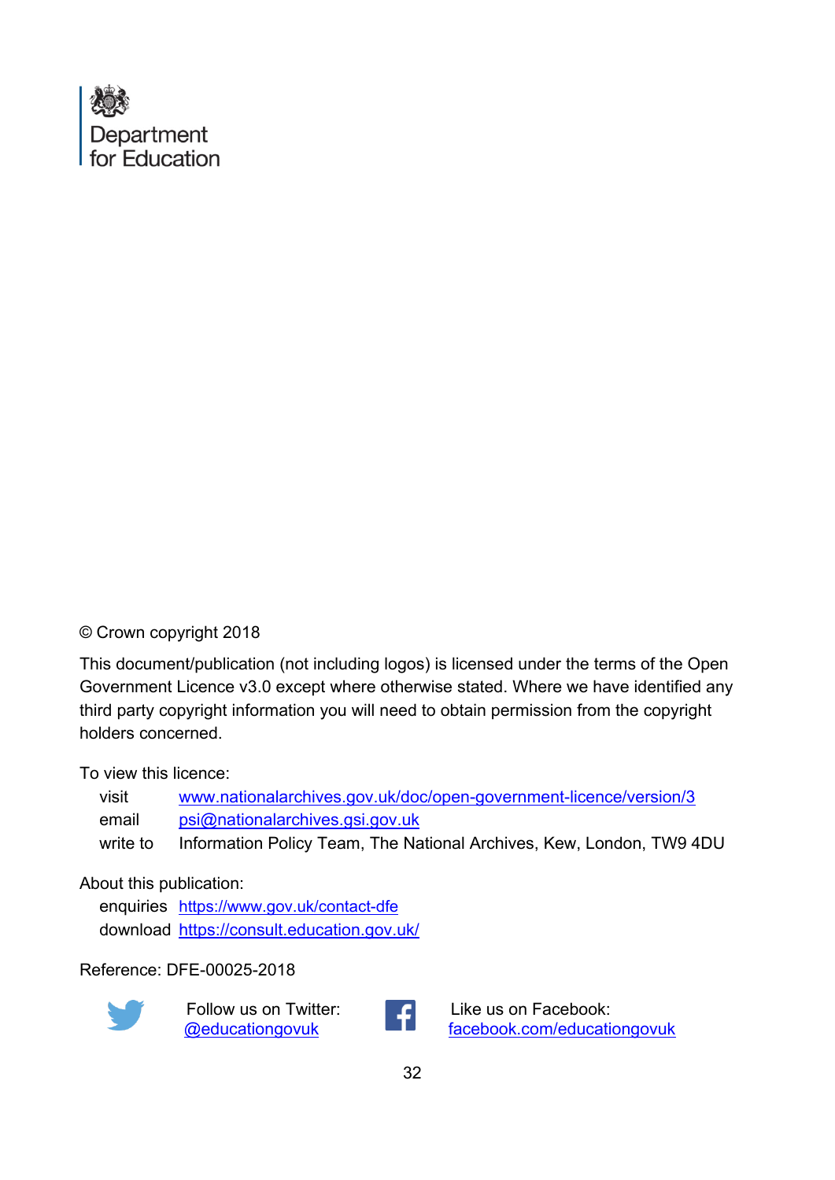Department for Education

© Crown copyright 2018

This document/publication (not including logos) is licensed under the terms of the Open Government Licence v3.0 except where otherwise stated. Where we have identified any third party copyright information you will need to obtain permission from the copyright holders concerned.

To view this licence:

visit www.nationalarchives.gov.uk/doc/open-government-licence/version/3
email psi@nationalarchives.gsi.gov.uk
write to Information Policy Team, The National Archives, Kew, London, TW9 4DU

About this publication:

enquiries https://www.gov.uk/contact-dfe
download https://consult.education.gov.uk/

Reference: DFE-00025-2018

Follow us on Twitter: @educationgovuk

Like us on Facebook: facebook.com/educationgovuk